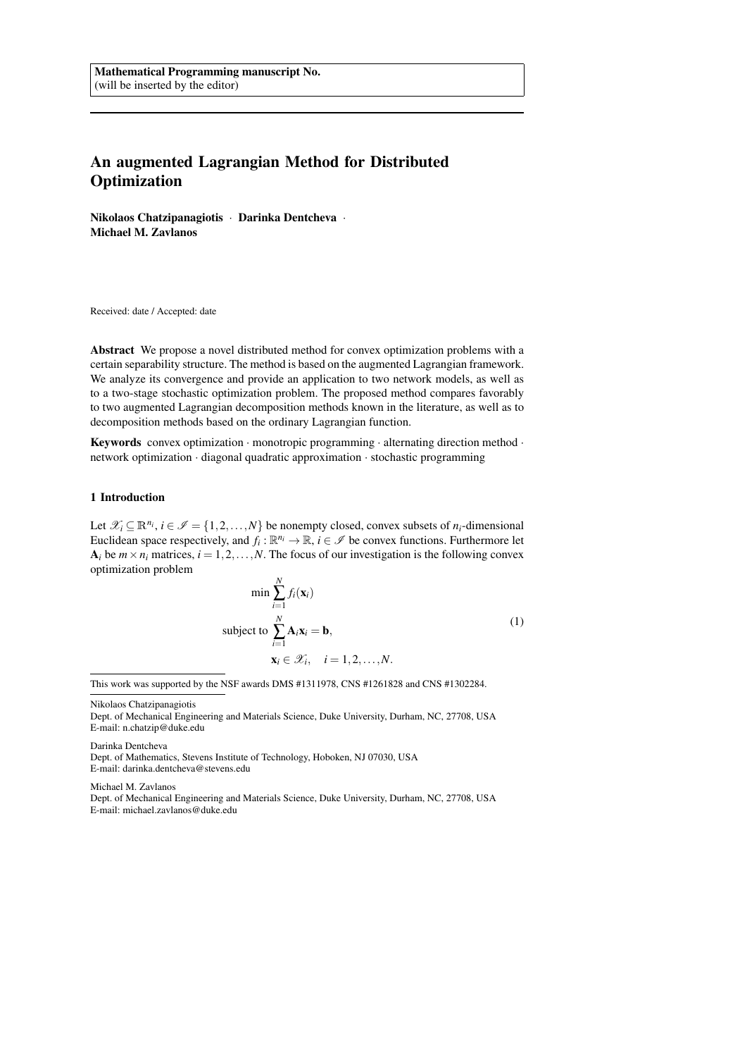Mathematical Programming manuscript No.
(will be inserted by the editor)

# An augmented Lagrangian Method for Distributed Optimization

**Nikolaos Chatzipanagiotis** · **Darinka Dentcheva** · **Michael M. Zavlanos**

Received: date / Accepted: date

**Abstract** We propose a novel distributed method for convex optimization problems with a certain separability structure. The method is based on the augmented Lagrangian framework. We analyze its convergence and provide an application to two network models, as well as to a two-stage stochastic optimization problem. The proposed method compares favorably to two augmented Lagrangian decomposition methods known in the literature, as well as to decomposition methods based on the ordinary Lagrangian function.

**Keywords** convex optimization · monotropic programming · alternating direction method · network optimization · diagonal quadratic approximation · stochastic programming

## 1 Introduction

Let $\mathscr{X}_i \subseteq \mathbb{R}^{n_i}$, $i \in \mathscr{I} = \{1, 2, \ldots, N\}$ be nonempty closed, convex subsets of $n_i$-dimensional Euclidean space respectively, and $f_i : \mathbb{R}^{n_i} \to \mathbb{R}$, $i \in \mathscr{I}$ be convex functions. Furthermore let $\mathbf{A}_i$ be $m \times n_i$ matrices, $i = 1, 2, \ldots, N$. The focus of our investigation is the following convex optimization problem

$$
\begin{aligned}
\min \ & \sum_{i=1}^{N} f_i(\mathbf{x}_i) \\
\text{subject to } & \sum_{i=1}^{N} \mathbf{A}_i \mathbf{x}_i = \mathbf{b}, \\
& \mathbf{x}_i \in \mathscr{X}_i, \quad i = 1, 2, \ldots, N.
\end{aligned}
\tag{1}
$$

This work was supported by the NSF awards DMS #1311978, CNS #1261828 and CNS #1302284.

Nikolaos Chatzipanagiotis
Dept. of Mechanical Engineering and Materials Science, Duke University, Durham, NC, 27708, USA
E-mail: n.chatzip@duke.edu

Darinka Dentcheva
Dept. of Mathematics, Stevens Institute of Technology, Hoboken, NJ 07030, USA
E-mail: darinka.dentcheva@stevens.edu

Michael M. Zavlanos
Dept. of Mechanical Engineering and Materials Science, Duke University, Durham, NC, 27708, USA
E-mail: michael.zavlanos@duke.edu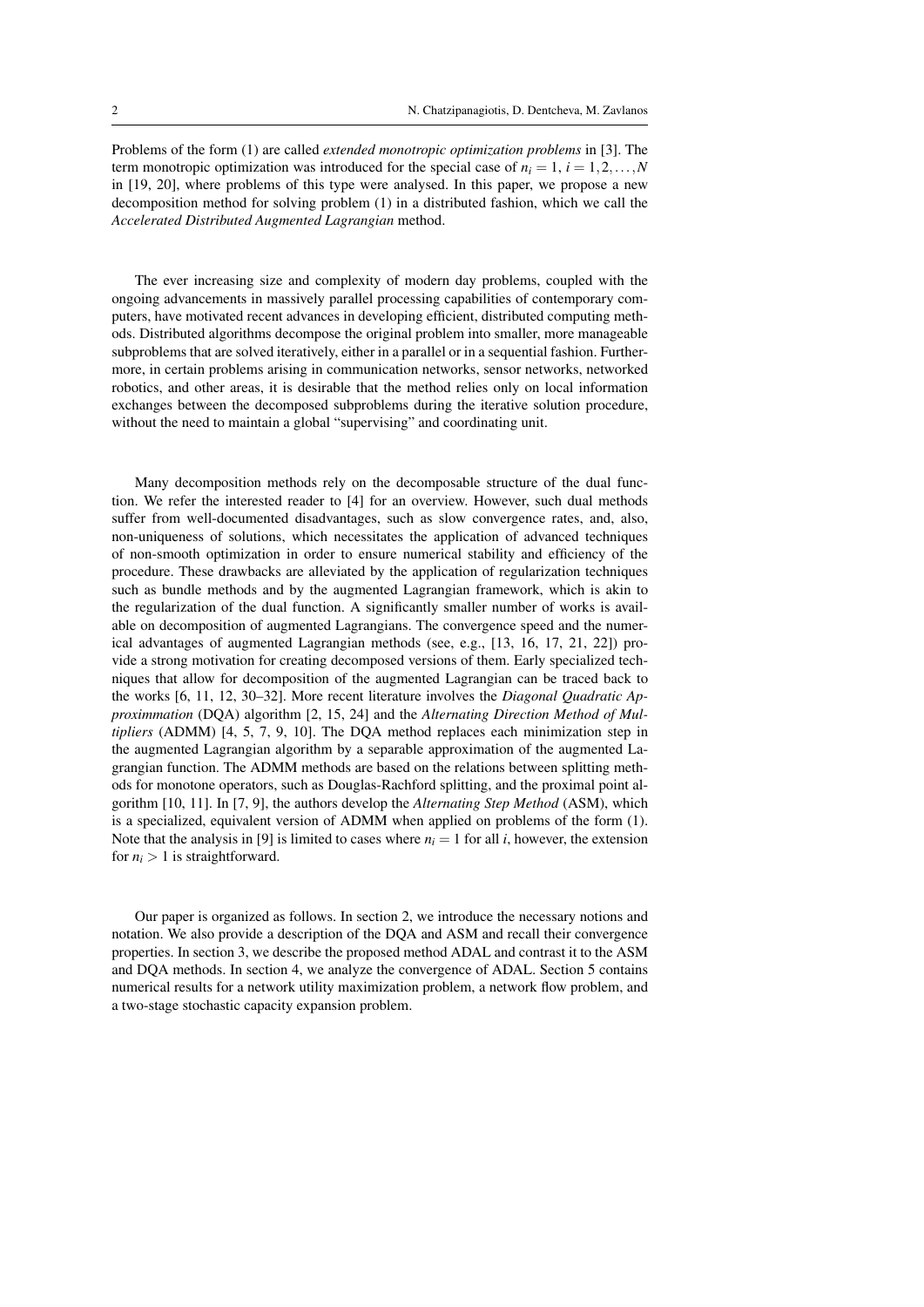Problems of the form (1) are called *extended monotropic optimization problems* in [3]. The term monotropic optimization was introduced for the special case of $n_i = 1$, $i = 1,2,\dots,N$ in [19, 20], where problems of this type were analysed. In this paper, we propose a new decomposition method for solving problem (1) in a distributed fashion, which we call the *Accelerated Distributed Augmented Lagrangian* method.

The ever increasing size and complexity of modern day problems, coupled with the ongoing advancements in massively parallel processing capabilities of contemporary computers, have motivated recent advances in developing efficient, distributed computing methods. Distributed algorithms decompose the original problem into smaller, more manageable subproblems that are solved iteratively, either in a parallel or in a sequential fashion. Furthermore, in certain problems arising in communication networks, sensor networks, networked robotics, and other areas, it is desirable that the method relies only on local information exchanges between the decomposed subproblems during the iterative solution procedure, without the need to maintain a global "supervising" and coordinating unit.

Many decomposition methods rely on the decomposable structure of the dual function. We refer the interested reader to [4] for an overview. However, such dual methods suffer from well-documented disadvantages, such as slow convergence rates, and, also, non-uniqueness of solutions, which necessitates the application of advanced techniques of non-smooth optimization in order to ensure numerical stability and efficiency of the procedure. These drawbacks are alleviated by the application of regularization techniques such as bundle methods and by the augmented Lagrangian framework, which is akin to the regularization of the dual function. A significantly smaller number of works is available on decomposition of augmented Lagrangians. The convergence speed and the numerical advantages of augmented Lagrangian methods (see, e.g., [13, 16, 17, 21, 22]) provide a strong motivation for creating decomposed versions of them. Early specialized techniques that allow for decomposition of the augmented Lagrangian can be traced back to the works [6, 11, 12, 30–32]. More recent literature involves the *Diagonal Quadratic Approximmation* (DQA) algorithm [2, 15, 24] and the *Alternating Direction Method of Multipliers* (ADMM) [4, 5, 7, 9, 10]. The DQA method replaces each minimization step in the augmented Lagrangian algorithm by a separable approximation of the augmented Lagrangian function. The ADMM methods are based on the relations between splitting methods for monotone operators, such as Douglas-Rachford splitting, and the proximal point algorithm [10, 11]. In [7, 9], the authors develop the *Alternating Step Method* (ASM), which is a specialized, equivalent version of ADMM when applied on problems of the form (1). Note that the analysis in [9] is limited to cases where $n_i = 1$ for all $i$, however, the extension for $n_i > 1$ is straightforward.

Our paper is organized as follows. In section 2, we introduce the necessary notions and notation. We also provide a description of the DQA and ASM and recall their convergence properties. In section 3, we describe the proposed method ADAL and contrast it to the ASM and DQA methods. In section 4, we analyze the convergence of ADAL. Section 5 contains numerical results for a network utility maximization problem, a network flow problem, and a two-stage stochastic capacity expansion problem.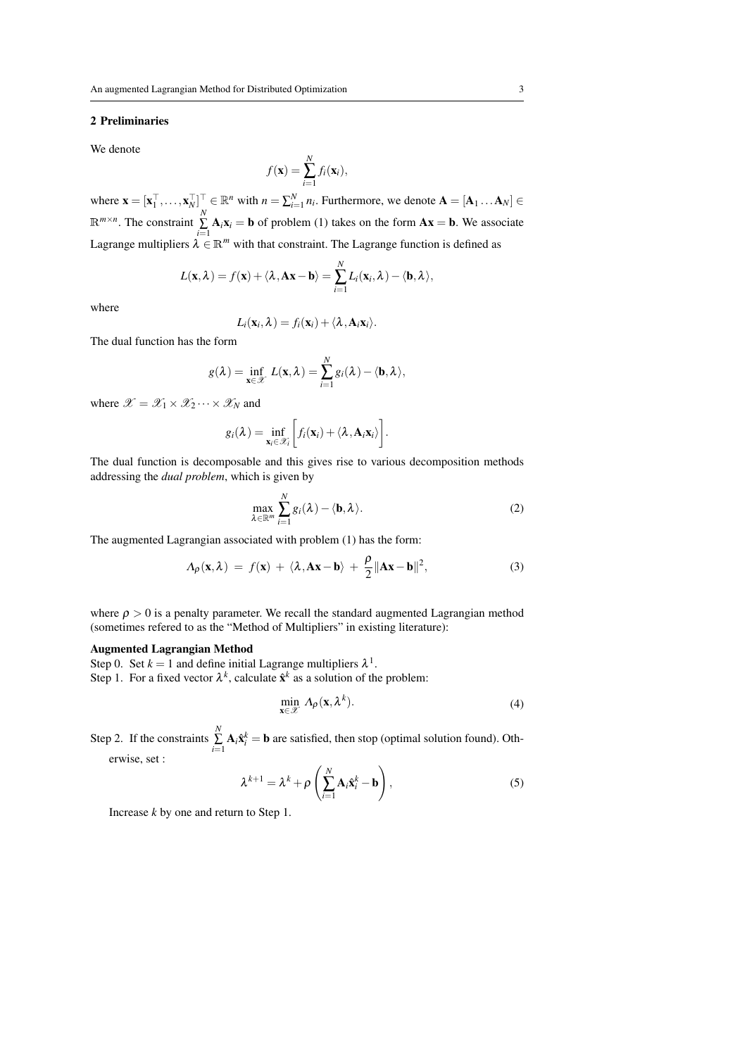## 2 Preliminaries

We denote

$$f(\mathbf{x}) = \sum_{i=1}^{N} f_i(\mathbf{x}_i),$$

where $\mathbf{x} = [\mathbf{x}_1^\top, \dots, \mathbf{x}_N^\top]^\top \in \mathbb{R}^n$ with $n = \sum_{i=1}^{N} n_i$. Furthermore, we denote $\mathbf{A} = [\mathbf{A}_1 \dots \mathbf{A}_N] \in \mathbb{R}^{m \times n}$. The constraint $\sum_{i=1}^{N} \mathbf{A}_i \mathbf{x}_i = \mathbf{b}$ of problem (1) takes on the form $\mathbf{A}\mathbf{x} = \mathbf{b}$. We associate Lagrange multipliers $\lambda \in \mathbb{R}^m$ with that constraint. The Lagrange function is defined as

$$L(\mathbf{x}, \lambda) = f(\mathbf{x}) + \langle \lambda, \mathbf{A}\mathbf{x} - \mathbf{b} \rangle = \sum_{i=1}^{N} L_i(\mathbf{x}_i, \lambda) - \langle \mathbf{b}, \lambda \rangle,$$

where

$$L_i(\mathbf{x}_i, \lambda) = f_i(\mathbf{x}_i) + \langle \lambda, \mathbf{A}_i \mathbf{x}_i \rangle.$$

The dual function has the form

$$g(\lambda) = \inf_{\mathbf{x} \in \mathscr{X}} L(\mathbf{x}, \lambda) = \sum_{i=1}^{N} g_i(\lambda) - \langle \mathbf{b}, \lambda \rangle,$$

where $\mathscr{X} = \mathscr{X}_1 \times \mathscr{X}_2 \cdots \times \mathscr{X}_N$ and

$$g_i(\lambda) = \inf_{\mathbf{x}_i \in \mathscr{X}_i} \left[ f_i(\mathbf{x}_i) + \langle \lambda, \mathbf{A}_i \mathbf{x}_i \rangle \right].$$

The dual function is decomposable and this gives rise to various decomposition methods addressing the *dual problem*, which is given by

$$\max_{\lambda \in \mathbb{R}^m} \sum_{i=1}^{N} g_i(\lambda) - \langle \mathbf{b}, \lambda \rangle. \tag{2}$$

The augmented Lagrangian associated with problem (1) has the form:

$$\Lambda_\rho(\mathbf{x}, \lambda) \; = \; f(\mathbf{x}) \; + \; \langle \lambda, \mathbf{A}\mathbf{x} - \mathbf{b} \rangle \; + \; \frac{\rho}{2} \|\mathbf{A}\mathbf{x} - \mathbf{b}\|^2, \tag{3}$$

where $\rho > 0$ is a penalty parameter. We recall the standard augmented Lagrangian method (sometimes refered to as the "Method of Multipliers" in existing literature):

**Augmented Lagrangian Method**

Step 0. Set $k = 1$ and define initial Lagrange multipliers $\lambda^1$.

Step 1. For a fixed vector $\lambda^k$, calculate $\hat{\mathbf{x}}^k$ as a solution of the problem:

$$\min_{\mathbf{x} \in \mathscr{X}} \Lambda_\rho(\mathbf{x}, \lambda^k). \tag{4}$$

Step 2. If the constraints $\sum_{i=1}^{N} \mathbf{A}_i \hat{\mathbf{x}}_i^k = \mathbf{b}$ are satisfied, then stop (optimal solution found). Otherwise, set :

$$\lambda^{k+1} = \lambda^k + \rho \left( \sum_{i=1}^{N} \mathbf{A}_i \hat{\mathbf{x}}_i^k - \mathbf{b} \right), \tag{5}$$

Increase $k$ by one and return to Step 1.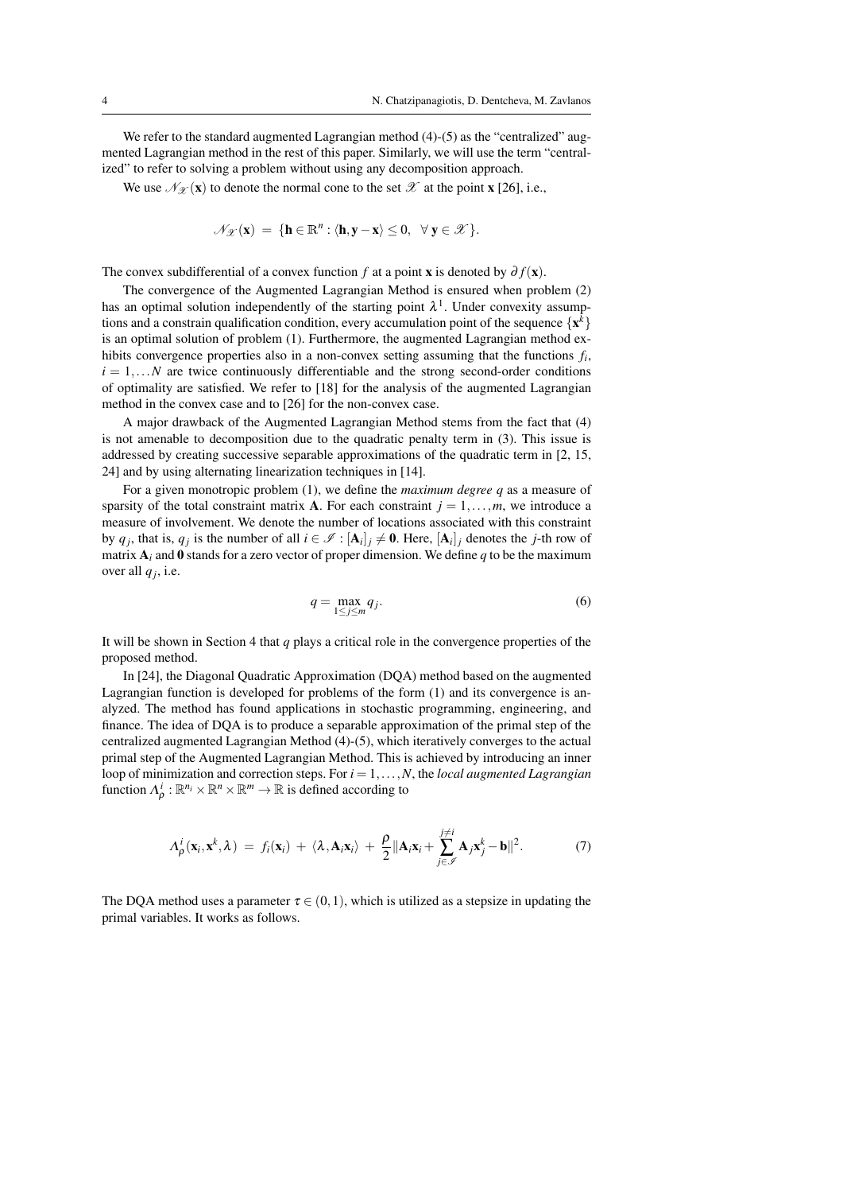We refer to the standard augmented Lagrangian method (4)-(5) as the "centralized" augmented Lagrangian method in the rest of this paper. Similarly, we will use the term "centralized" to refer to solving a problem without using any decomposition approach.

We use $\mathcal{N}_{\mathscr{X}}(\mathbf{x})$ to denote the normal cone to the set $\mathscr{X}$ at the point $\mathbf{x}$ [26], i.e.,

$$\mathcal{N}_{\mathscr{X}}(\mathbf{x}) \;=\; \{\mathbf{h} \in \mathbb{R}^n : \langle \mathbf{h}, \mathbf{y} - \mathbf{x} \rangle \leq 0, \;\; \forall\, \mathbf{y} \in \mathscr{X}\}.$$

The convex subdifferential of a convex function $f$ at a point $\mathbf{x}$ is denoted by $\partial f(\mathbf{x})$.

The convergence of the Augmented Lagrangian Method is ensured when problem (2) has an optimal solution independently of the starting point $\lambda^1$. Under convexity assumptions and a constrain qualification condition, every accumulation point of the sequence $\{\mathbf{x}^k\}$ is an optimal solution of problem (1). Furthermore, the augmented Lagrangian method exhibits convergence properties also in a non-convex setting assuming that the functions $f_i$, $i = 1, \ldots N$ are twice continuously differentiable and the strong second-order conditions of optimality are satisfied. We refer to [18] for the analysis of the augmented Lagrangian method in the convex case and to [26] for the non-convex case.

A major drawback of the Augmented Lagrangian Method stems from the fact that (4) is not amenable to decomposition due to the quadratic penalty term in (3). This issue is addressed by creating successive separable approximations of the quadratic term in [2, 15, 24] and by using alternating linearization techniques in [14].

For a given monotropic problem (1), we define the *maximum degree* $q$ as a measure of sparsity of the total constraint matrix $\mathbf{A}$. For each constraint $j = 1, \ldots, m$, we introduce a measure of involvement. We denote the number of locations associated with this constraint by $q_j$, that is, $q_j$ is the number of all $i \in \mathscr{I} : [\mathbf{A}_i]_j \neq \mathbf{0}$. Here, $[\mathbf{A}_i]_j$ denotes the $j$-th row of matrix $\mathbf{A}_i$ and $\mathbf{0}$ stands for a zero vector of proper dimension. We define $q$ to be the maximum over all $q_j$, i.e.

$$q = \max_{1 \leq j \leq m} q_j. \tag{6}$$

It will be shown in Section 4 that $q$ plays a critical role in the convergence properties of the proposed method.

In [24], the Diagonal Quadratic Approximation (DQA) method based on the augmented Lagrangian function is developed for problems of the form (1) and its convergence is analyzed. The method has found applications in stochastic programming, engineering, and finance. The idea of DQA is to produce a separable approximation of the primal step of the centralized augmented Lagrangian Method (4)-(5), which iteratively converges to the actual primal step of the Augmented Lagrangian Method. This is achieved by introducing an inner loop of minimization and correction steps. For $i = 1, \ldots, N$, the *local augmented Lagrangian* function $\Lambda_\rho^i : \mathbb{R}^{n_i} \times \mathbb{R}^n \times \mathbb{R}^m \to \mathbb{R}$ is defined according to

$$\Lambda_\rho^i(\mathbf{x}_i, \mathbf{x}^k, \lambda) \;=\; f_i(\mathbf{x}_i) \;+\; \langle \lambda, \mathbf{A}_i \mathbf{x}_i \rangle \;+\; \frac{\rho}{2} \|\mathbf{A}_i \mathbf{x}_i + \sum_{j \in \mathscr{I}}^{j \neq i} \mathbf{A}_j \mathbf{x}_j^k - \mathbf{b}\|^2. \tag{7}$$

The DQA method uses a parameter $\tau \in (0,1)$, which is utilized as a stepsize in updating the primal variables. It works as follows.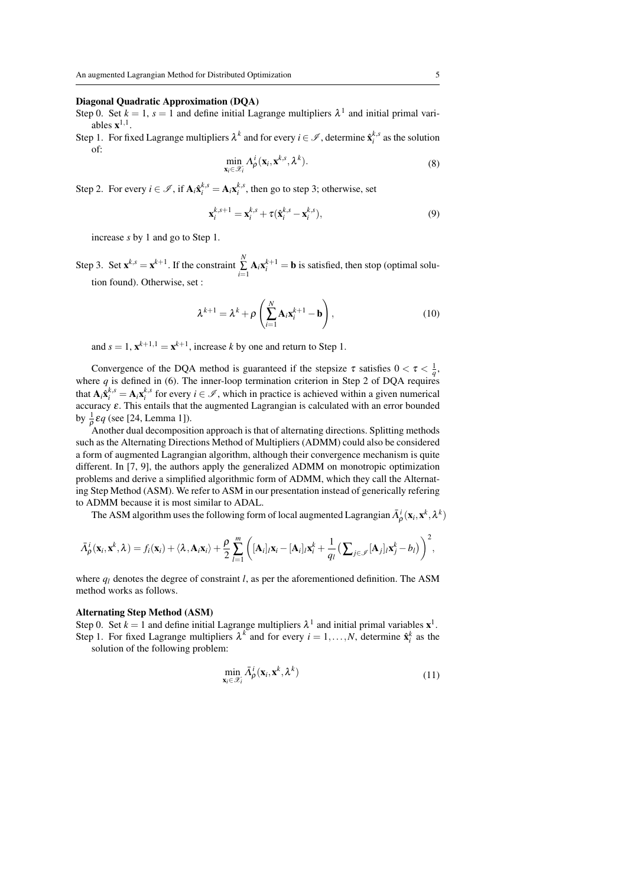**Diagonal Quadratic Approximation (DQA)**

Step 0. Set $k = 1$, $s = 1$ and define initial Lagrange multipliers $\lambda^1$ and initial primal variables $\mathbf{x}^{1,1}$.

Step 1. For fixed Lagrange multipliers $\lambda^k$ and for every $i \in \mathscr{I}$, determine $\hat{\mathbf{x}}_i^{k,s}$ as the solution of:

$$\min_{\mathbf{x}_i \in \mathscr{X}_i} \Lambda_\rho^i(\mathbf{x}_i, \mathbf{x}^{k,s}, \lambda^k). \tag{8}$$

Step 2. For every $i \in \mathscr{I}$, if $\mathbf{A}_i \hat{\mathbf{x}}_i^{k,s} = \mathbf{A}_i \mathbf{x}_i^{k,s}$, then go to step 3; otherwise, set

$$\mathbf{x}_i^{k,s+1} = \mathbf{x}_i^{k,s} + \tau(\hat{\mathbf{x}}_i^{k,s} - \mathbf{x}_i^{k,s}), \tag{9}$$

increase $s$ by 1 and go to Step 1.

Step 3. Set $\mathbf{x}^{k,s} = \mathbf{x}^{k+1}$. If the constraint $\sum_{i=1}^{N} \mathbf{A}_i \mathbf{x}_i^{k+1} = \mathbf{b}$ is satisfied, then stop (optimal solution found). Otherwise, set :

$$\lambda^{k+1} = \lambda^k + \rho \left( \sum_{i=1}^{N} \mathbf{A}_i \mathbf{x}_i^{k+1} - \mathbf{b} \right), \tag{10}$$

and $s = 1$, $\mathbf{x}^{k+1,1} = \mathbf{x}^{k+1}$, increase $k$ by one and return to Step 1.

Convergence of the DQA method is guaranteed if the stepsize $\tau$ satisfies $0 < \tau < \frac{1}{q}$, where $q$ is defined in (6). The inner-loop termination criterion in Step 2 of DQA requires that $\mathbf{A}_i \hat{\mathbf{x}}_i^{k,s} = \mathbf{A}_i \mathbf{x}_i^{k,s}$ for every $i \in \mathscr{I}$, which in practice is achieved within a given numerical accuracy $\varepsilon$. This entails that the augmented Lagrangian is calculated with an error bounded by $\frac{1}{\rho} \varepsilon q$ (see [24, Lemma 1]).

Another dual decomposition approach is that of alternating directions. Splitting methods such as the Alternating Directions Method of Multipliers (ADMM) could also be considered a form of augmented Lagrangian algorithm, although their convergence mechanism is quite different. In [7, 9], the authors apply the generalized ADMM on monotropic optimization problems and derive a simplified algorithmic form of ADMM, which they call the Alternating Step Method (ASM). We refer to ASM in our presentation instead of generically refering to ADMM because it is most similar to ADAL.

The ASM algorithm uses the following form of local augmented Lagrangian $\bar{\Lambda}_\rho^i(\mathbf{x}_i, \mathbf{x}^k, \lambda^k)$

$$\bar{\Lambda}_\rho^i(\mathbf{x}_i, \mathbf{x}^k, \lambda) = f_i(\mathbf{x}_i) + \langle \lambda, \mathbf{A}_i \mathbf{x}_i \rangle + \frac{\rho}{2} \sum_{l=1}^{m} \left( [\mathbf{A}_i]_l \mathbf{x}_i - [\mathbf{A}_i]_l \mathbf{x}_i^k + \frac{1}{q_l} \big( \textstyle\sum_{j \in \mathscr{I}} [\mathbf{A}_j]_l \mathbf{x}_j^k - b_l \big) \right)^2,$$

where $q_l$ denotes the degree of constraint $l$, as per the aforementioned definition. The ASM method works as follows.

**Alternating Step Method (ASM)**

Step 0. Set $k = 1$ and define initial Lagrange multipliers $\lambda^1$ and initial primal variables $\mathbf{x}^1$.

Step 1. For fixed Lagrange multipliers $\lambda^k$ and for every $i = 1, \ldots, N$, determine $\hat{\mathbf{x}}_i^k$ as the solution of the following problem:

$$\min_{\mathbf{x}_i \in \mathscr{X}_i} \bar{\Lambda}_\rho^i(\mathbf{x}_i, \mathbf{x}^k, \lambda^k) \tag{11}$$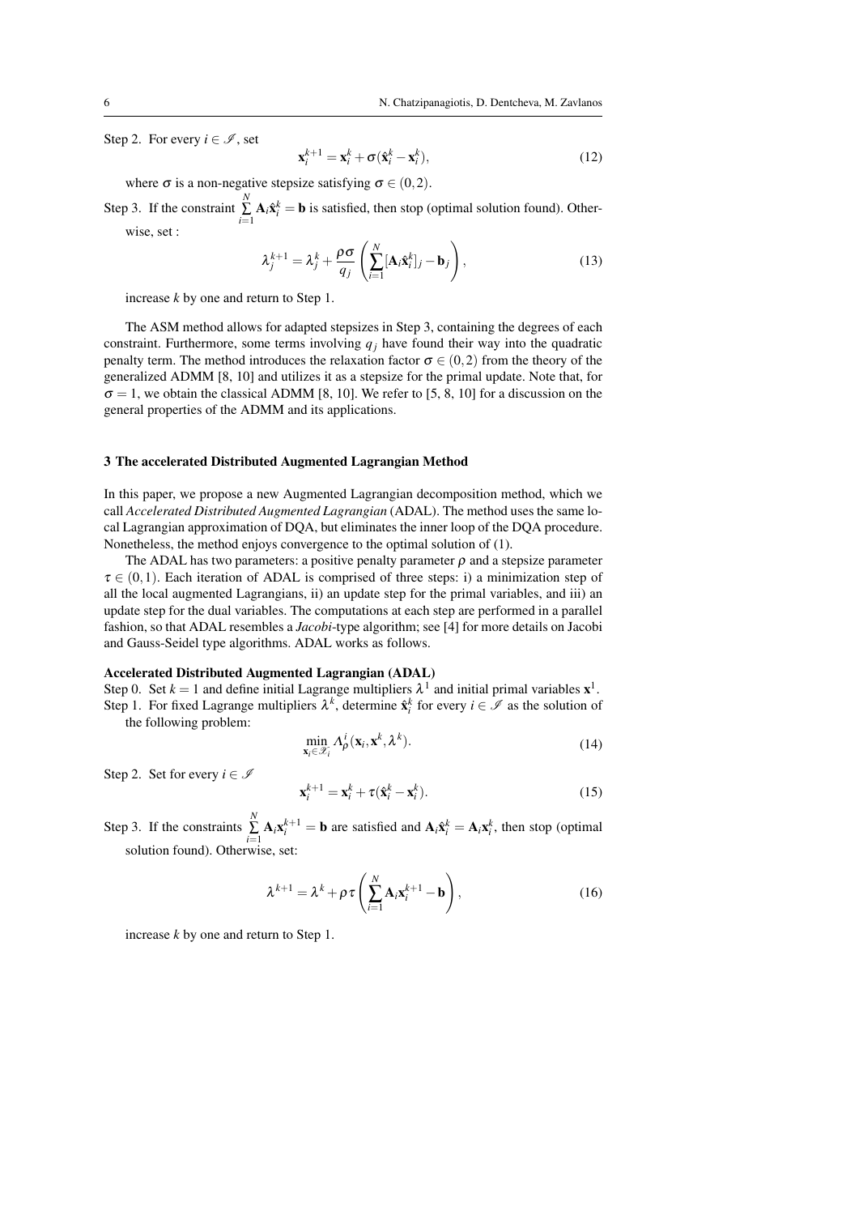Step 2. For every $i \in \mathscr{I}$, set

$$\mathbf{x}_i^{k+1} = \mathbf{x}_i^k + \sigma(\hat{\mathbf{x}}_i^k - \mathbf{x}_i^k), \tag{12}$$

where $\sigma$ is a non-negative stepsize satisfying $\sigma \in (0,2)$.

Step 3. If the constraint $\sum_{i=1}^{N} \mathbf{A}_i \hat{\mathbf{x}}_i^k = \mathbf{b}$ is satisfied, then stop (optimal solution found). Otherwise, set :

$$\lambda_j^{k+1} = \lambda_j^k + \frac{\rho\sigma}{q_j}\left(\sum_{i=1}^{N}[\mathbf{A}_i \hat{\mathbf{x}}_i^k]_j - \mathbf{b}_j\right), \tag{13}$$

increase $k$ by one and return to Step 1.

The ASM method allows for adapted stepsizes in Step 3, containing the degrees of each constraint. Furthermore, some terms involving $q_j$ have found their way into the quadratic penalty term. The method introduces the relaxation factor $\sigma \in (0,2)$ from the theory of the generalized ADMM [8, 10] and utilizes it as a stepsize for the primal update. Note that, for $\sigma = 1$, we obtain the classical ADMM [8, 10]. We refer to [5, 8, 10] for a discussion on the general properties of the ADMM and its applications.

## 3 The accelerated Distributed Augmented Lagrangian Method

In this paper, we propose a new Augmented Lagrangian decomposition method, which we call *Accelerated Distributed Augmented Lagrangian* (ADAL). The method uses the same local Lagrangian approximation of DQA, but eliminates the inner loop of the DQA procedure. Nonetheless, the method enjoys convergence to the optimal solution of (1).

The ADAL has two parameters: a positive penalty parameter $\rho$ and a stepsize parameter $\tau \in (0,1)$. Each iteration of ADAL is comprised of three steps: i) a minimization step of all the local augmented Lagrangians, ii) an update step for the primal variables, and iii) an update step for the dual variables. The computations at each step are performed in a parallel fashion, so that ADAL resembles a *Jacobi*-type algorithm; see [4] for more details on Jacobi and Gauss-Seidel type algorithms. ADAL works as follows.

**Accelerated Distributed Augmented Lagrangian (ADAL)**

Step 0. Set $k = 1$ and define initial Lagrange multipliers $\lambda^1$ and initial primal variables $\mathbf{x}^1$.

Step 1. For fixed Lagrange multipliers $\lambda^k$, determine $\hat{\mathbf{x}}_i^k$ for every $i \in \mathscr{I}$ as the solution of the following problem:

$$\min_{\mathbf{x}_i \in \mathscr{X}_i} \Lambda_\rho^i(\mathbf{x}_i, \mathbf{x}^k, \lambda^k). \tag{14}$$

Step 2. Set for every $i \in \mathscr{I}$

$$\mathbf{x}_i^{k+1} = \mathbf{x}_i^k + \tau(\hat{\mathbf{x}}_i^k - \mathbf{x}_i^k). \tag{15}$$

Step 3. If the constraints $\sum_{i=1}^{N} \mathbf{A}_i \mathbf{x}_i^{k+1} = \mathbf{b}$ are satisfied and $\mathbf{A}_i \hat{\mathbf{x}}_i^k = \mathbf{A}_i \mathbf{x}_i^k$, then stop (optimal solution found). Otherwise, set:

$$\lambda^{k+1} = \lambda^k + \rho\tau\left(\sum_{i=1}^{N} \mathbf{A}_i \mathbf{x}_i^{k+1} - \mathbf{b}\right), \tag{16}$$

increase $k$ by one and return to Step 1.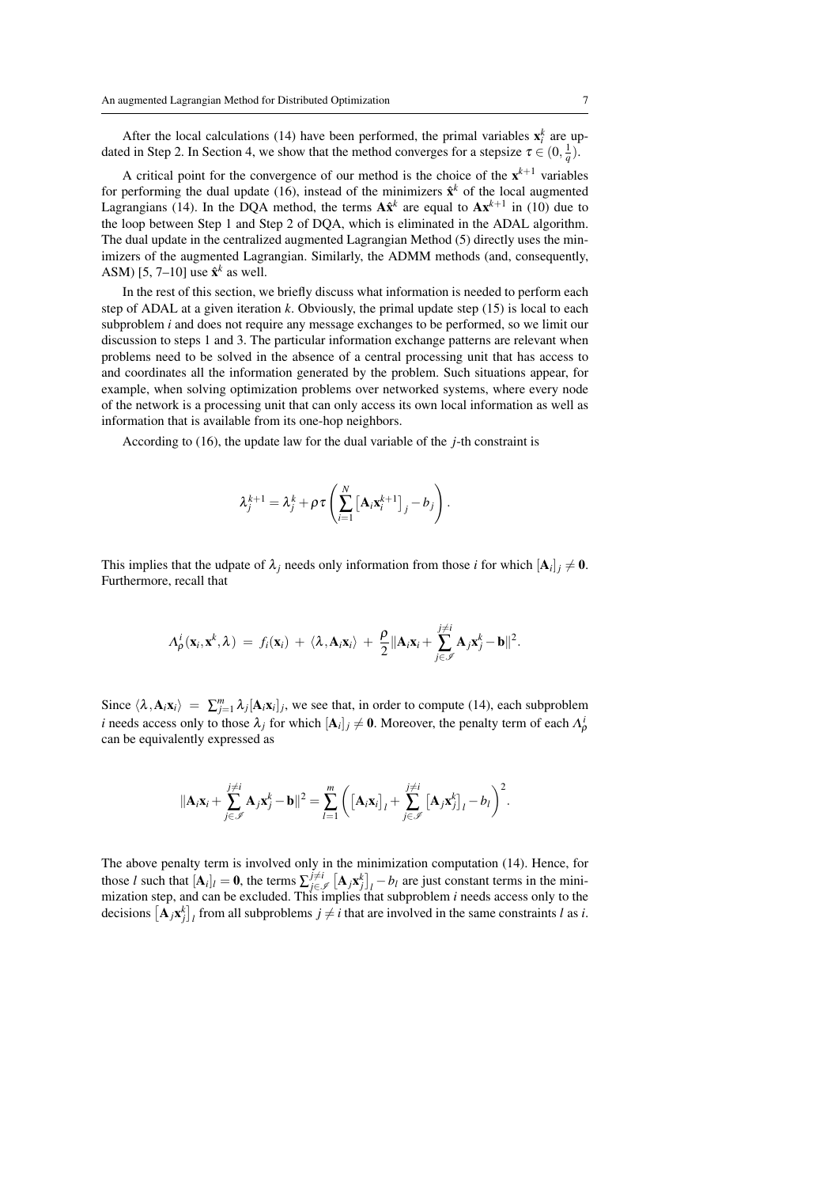After the local calculations (14) have been performed, the primal variables $\mathbf{x}_i^k$ are updated in Step 2. In Section 4, we show that the method converges for a stepsize $\tau \in (0, \frac{1}{q})$.

A critical point for the convergence of our method is the choice of the $\mathbf{x}^{k+1}$ variables for performing the dual update (16), instead of the minimizers $\hat{\mathbf{x}}^k$ of the local augmented Lagrangians (14). In the DQA method, the terms $\mathbf{A}\hat{\mathbf{x}}^k$ are equal to $\mathbf{A}\mathbf{x}^{k+1}$ in (10) due to the loop between Step 1 and Step 2 of DQA, which is eliminated in the ADAL algorithm. The dual update in the centralized augmented Lagrangian Method (5) directly uses the minimizers of the augmented Lagrangian. Similarly, the ADMM methods (and, consequently, ASM) [5, 7–10] use $\hat{\mathbf{x}}^k$ as well.

In the rest of this section, we briefly discuss what information is needed to perform each step of ADAL at a given iteration $k$. Obviously, the primal update step (15) is local to each subproblem $i$ and does not require any message exchanges to be performed, so we limit our discussion to steps 1 and 3. The particular information exchange patterns are relevant when problems need to be solved in the absence of a central processing unit that has access to and coordinates all the information generated by the problem. Such situations appear, for example, when solving optimization problems over networked systems, where every node of the network is a processing unit that can only access its own local information as well as information that is available from its one-hop neighbors.

According to (16), the update law for the dual variable of the $j$-th constraint is

$$\lambda_j^{k+1} = \lambda_j^k + \rho\tau\left(\sum_{i=1}^{N}\left[\mathbf{A}_i\mathbf{x}_i^{k+1}\right]_j - b_j\right).$$

This implies that the udpate of $\lambda_j$ needs only information from those $i$ for which $[\mathbf{A}_i]_j \neq \mathbf{0}$. Furthermore, recall that

$$\Lambda_\rho^i(\mathbf{x}_i, \mathbf{x}^k, \lambda) \;=\; f_i(\mathbf{x}_i) \;+\; \langle \lambda, \mathbf{A}_i\mathbf{x}_i\rangle \;+\; \frac{\rho}{2}\|\mathbf{A}_i\mathbf{x}_i + \sum_{j\in\mathscr{I}}^{j\neq i}\mathbf{A}_j\mathbf{x}_j^k - \mathbf{b}\|^2.$$

Since $\langle \lambda, \mathbf{A}_i\mathbf{x}_i\rangle \;=\; \sum_{j=1}^{m}\lambda_j[\mathbf{A}_i\mathbf{x}_i]_j$, we see that, in order to compute (14), each subproblem $i$ needs access only to those $\lambda_j$ for which $[\mathbf{A}_i]_j \neq \mathbf{0}$. Moreover, the penalty term of each $\Lambda_\rho^i$ can be equivalently expressed as

$$\|\mathbf{A}_i\mathbf{x}_i + \sum_{j\in\mathscr{I}}^{j\neq i}\mathbf{A}_j\mathbf{x}_j^k - \mathbf{b}\|^2 = \sum_{l=1}^{m}\left(\left[\mathbf{A}_i\mathbf{x}_i\right]_l + \sum_{j\in\mathscr{I}}^{j\neq i}\left[\mathbf{A}_j\mathbf{x}_j^k\right]_l - b_l\right)^2.$$

The above penalty term is involved only in the minimization computation (14). Hence, for those $l$ such that $[\mathbf{A}_i]_l = \mathbf{0}$, the terms $\sum_{j\in\mathscr{I}}^{j\neq i}\left[\mathbf{A}_j\mathbf{x}_j^k\right]_l - b_l$ are just constant terms in the minimization step, and can be excluded. This implies that subproblem $i$ needs access only to the decisions $\left[\mathbf{A}_j\mathbf{x}_j^k\right]_l$ from all subproblems $j \neq i$ that are involved in the same constraints $l$ as $i$.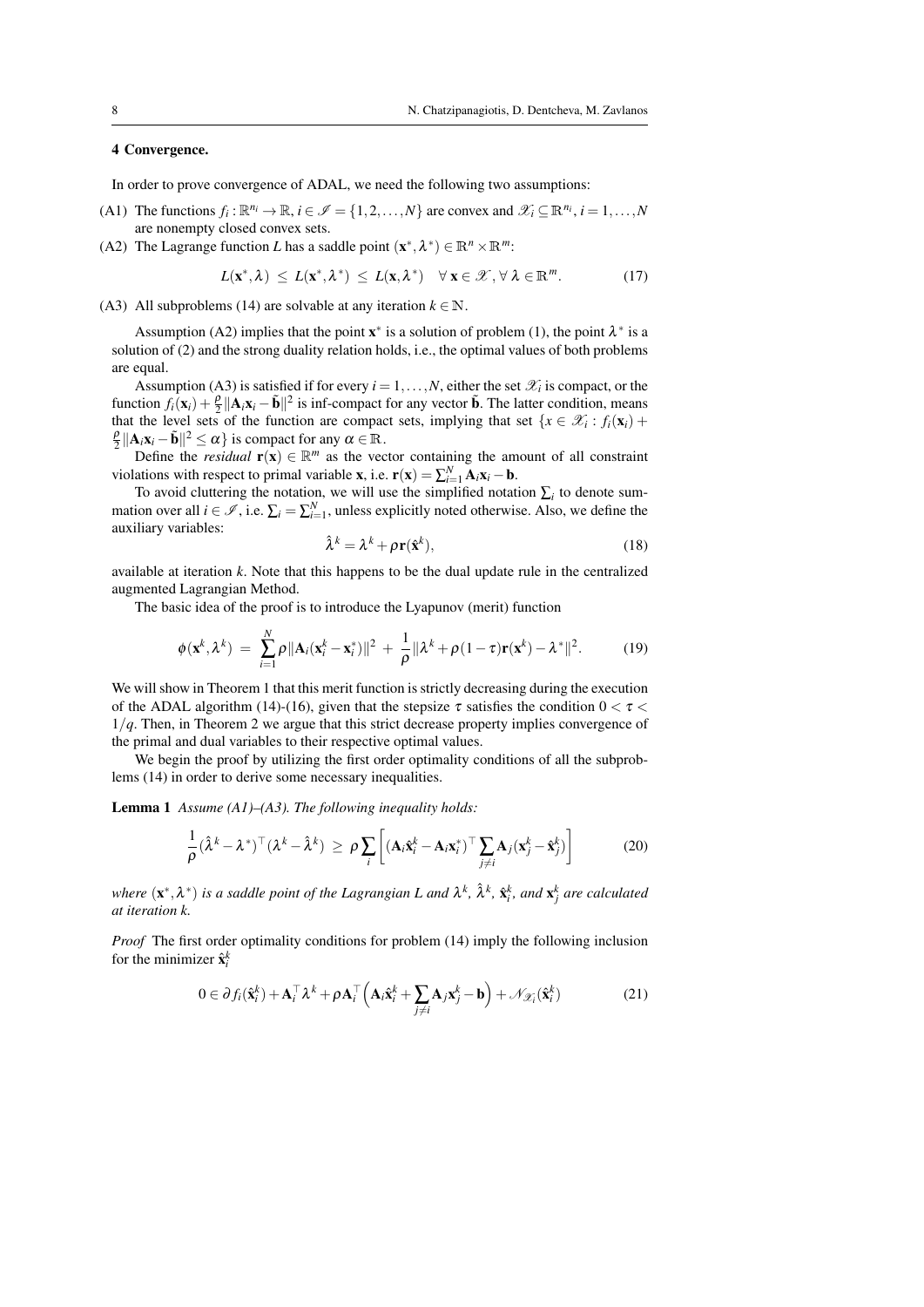## 4 Convergence.

In order to prove convergence of ADAL, we need the following two assumptions:

(A1) The functions $f_i : \mathbb{R}^{n_i} \to \mathbb{R}$, $i \in \mathscr{I} = \{1, 2, \ldots, N\}$ are convex and $\mathscr{X}_i \subseteq \mathbb{R}^{n_i}$, $i = 1, \ldots, N$ are nonempty closed convex sets.

(A2) The Lagrange function $L$ has a saddle point $(\mathbf{x}^*, \lambda^*) \in \mathbb{R}^n \times \mathbb{R}^m$:

$$L(\mathbf{x}^*, \lambda) \leq L(\mathbf{x}^*, \lambda^*) \leq L(\mathbf{x}, \lambda^*) \quad \forall\, \mathbf{x} \in \mathscr{X}, \forall\, \lambda \in \mathbb{R}^m. \tag{17}$$

(A3) All subproblems (14) are solvable at any iteration $k \in \mathbb{N}$.

Assumption (A2) implies that the point $\mathbf{x}^*$ is a solution of problem (1), the point $\lambda^*$ is a solution of (2) and the strong duality relation holds, i.e., the optimal values of both problems are equal.

Assumption (A3) is satisfied if for every $i = 1, \ldots, N$, either the set $\mathscr{X}_i$ is compact, or the function $f_i(\mathbf{x}_i) + \frac{\rho}{2}\|\mathbf{A}_i\mathbf{x}_i - \tilde{\mathbf{b}}\|^2$ is inf-compact for any vector $\tilde{\mathbf{b}}$. The latter condition, means that the level sets of the function are compact sets, implying that set $\{x \in \mathscr{X}_i : f_i(\mathbf{x}_i) + \frac{\rho}{2}\|\mathbf{A}_i\mathbf{x}_i - \tilde{\mathbf{b}}\|^2 \leq \alpha\}$ is compact for any $\alpha \in \mathbb{R}$.

Define the *residual* $\mathbf{r}(\mathbf{x}) \in \mathbb{R}^m$ as the vector containing the amount of all constraint violations with respect to primal variable $\mathbf{x}$, i.e. $\mathbf{r}(\mathbf{x}) = \sum_{i=1}^N \mathbf{A}_i\mathbf{x}_i - \mathbf{b}$.

To avoid cluttering the notation, we will use the simplified notation $\sum_i$ to denote summation over all $i \in \mathscr{I}$, i.e. $\sum_i = \sum_{i=1}^N$, unless explicitly noted otherwise. Also, we define the auxiliary variables:

$$\hat{\lambda}^k = \lambda^k + \rho\mathbf{r}(\hat{\mathbf{x}}^k), \tag{18}$$

available at iteration $k$. Note that this happens to be the dual update rule in the centralized augmented Lagrangian Method.

The basic idea of the proof is to introduce the Lyapunov (merit) function

$$\phi(\mathbf{x}^k, \lambda^k) = \sum_{i=1}^N \rho\|\mathbf{A}_i(\mathbf{x}_i^k - \mathbf{x}_i^*)\|^2 + \frac{1}{\rho}\|\lambda^k + \rho(1-\tau)\mathbf{r}(\mathbf{x}^k) - \lambda^*\|^2. \tag{19}$$

We will show in Theorem 1 that this merit function is strictly decreasing during the execution of the ADAL algorithm (14)-(16), given that the stepsize $\tau$ satisfies the condition $0 < \tau < 1/q$. Then, in Theorem 2 we argue that this strict decrease property implies convergence of the primal and dual variables to their respective optimal values.

We begin the proof by utilizing the first order optimality conditions of all the subproblems (14) in order to derive some necessary inequalities.

**Lemma 1** *Assume (A1)–(A3). The following inequality holds:*

$$\frac{1}{\rho}(\hat{\lambda}^k - \lambda^*)^\top(\lambda^k - \hat{\lambda}^k) \geq \rho\sum_i\Big[(\mathbf{A}_i\hat{\mathbf{x}}_i^k - \mathbf{A}_i\mathbf{x}_i^*)^\top\sum_{j\neq i}\mathbf{A}_j(\mathbf{x}_j^k - \hat{\mathbf{x}}_j^k)\Big] \tag{20}$$

*where $(\mathbf{x}^*, \lambda^*)$ is a saddle point of the Lagrangian $L$ and $\lambda^k$, $\hat{\lambda}^k$, $\hat{\mathbf{x}}_i^k$, and $\mathbf{x}_j^k$ are calculated at iteration $k$.*

*Proof* The first order optimality conditions for problem (14) imply the following inclusion for the minimizer $\hat{\mathbf{x}}_i^k$

$$0 \in \partial f_i(\hat{\mathbf{x}}_i^k) + \mathbf{A}_i^\top\lambda^k + \rho\mathbf{A}_i^\top\Big(\mathbf{A}_i\hat{\mathbf{x}}_i^k + \sum_{j\neq i}\mathbf{A}_j\mathbf{x}_j^k - \mathbf{b}\Big) + \mathscr{N}_{\mathscr{X}_i}(\hat{\mathbf{x}}_i^k) \tag{21}$$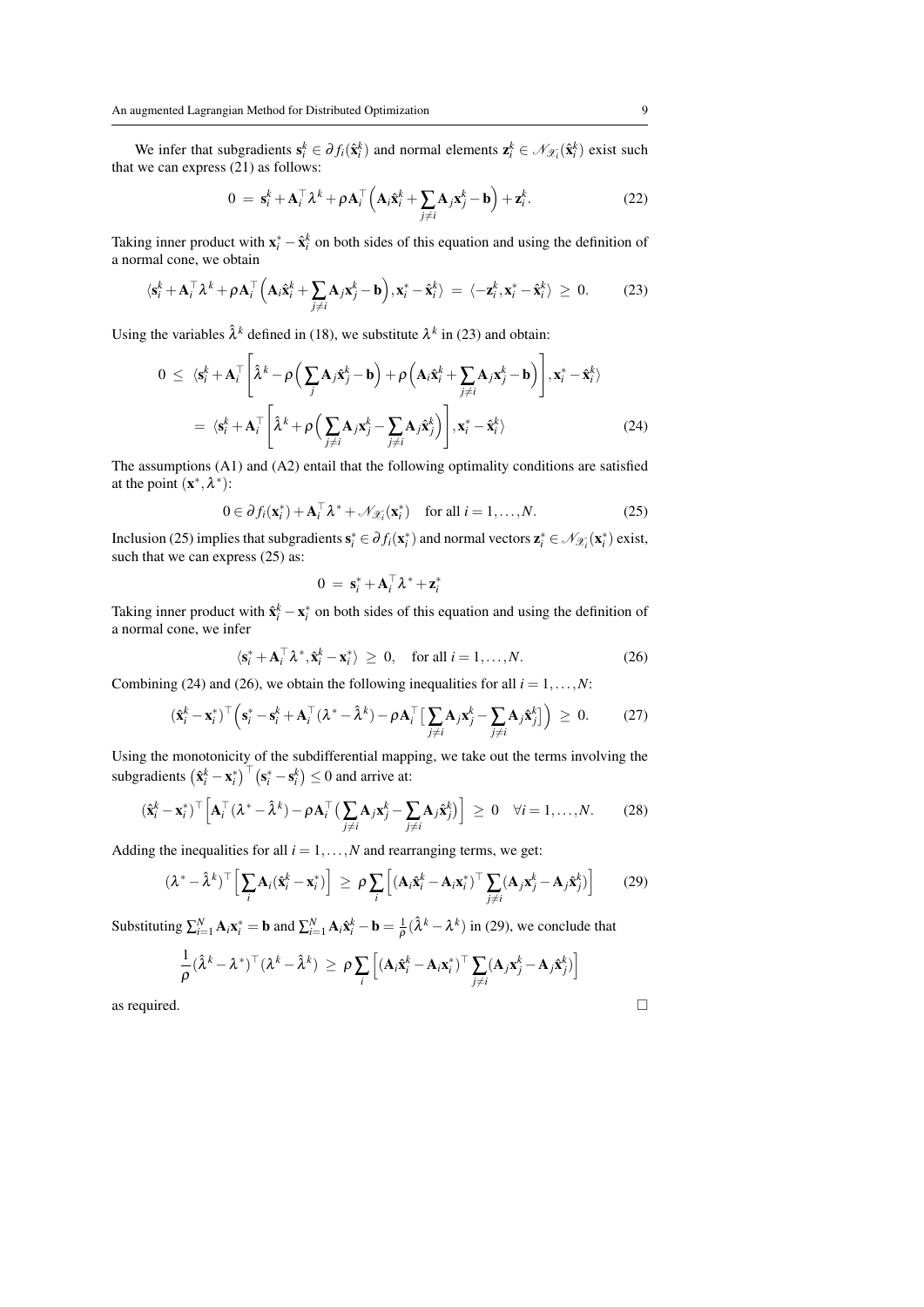We infer that subgradients $\mathbf{s}_i^k \in \partial f_i(\hat{\mathbf{x}}_i^k)$ and normal elements $\mathbf{z}_i^k \in \mathscr{N}_{\mathscr{X}_i}(\hat{\mathbf{x}}_i^k)$ exist such that we can express (21) as follows:

$$0 \;=\; \mathbf{s}_i^k + \mathbf{A}_i^\top \lambda^k + \rho \mathbf{A}_i^\top \Big( \mathbf{A}_i \hat{\mathbf{x}}_i^k + \sum_{j \neq i} \mathbf{A}_j \mathbf{x}_j^k - \mathbf{b} \Big) + \mathbf{z}_i^k. \tag{22}$$

Taking inner product with $\mathbf{x}_i^* - \hat{\mathbf{x}}_i^k$ on both sides of this equation and using the definition of a normal cone, we obtain

$$\langle \mathbf{s}_i^k + \mathbf{A}_i^\top \lambda^k + \rho \mathbf{A}_i^\top \Big( \mathbf{A}_i \hat{\mathbf{x}}_i^k + \sum_{j \neq i} \mathbf{A}_j \mathbf{x}_j^k - \mathbf{b} \Big), \mathbf{x}_i^* - \hat{\mathbf{x}}_i^k \rangle \;=\; \langle -\mathbf{z}_i^k, \mathbf{x}_i^* - \hat{\mathbf{x}}_i^k \rangle \;\geq\; 0. \tag{23}$$

Using the variables $\hat{\lambda}^k$ defined in (18), we substitute $\lambda^k$ in (23) and obtain:

$$\begin{aligned} 0 \;\leq\; & \langle \mathbf{s}_i^k + \mathbf{A}_i^\top \Bigg[ \hat{\lambda}^k - \rho \Big( \sum_j \mathbf{A}_j \hat{\mathbf{x}}_j^k - \mathbf{b} \Big) + \rho \Big( \mathbf{A}_i \hat{\mathbf{x}}_i^k + \sum_{j \neq i} \mathbf{A}_j \mathbf{x}_j^k - \mathbf{b} \Big) \Bigg], \mathbf{x}_i^* - \hat{\mathbf{x}}_i^k \rangle \\ =\; & \langle \mathbf{s}_i^k + \mathbf{A}_i^\top \Bigg[ \hat{\lambda}^k + \rho \Big( \sum_{j \neq i} \mathbf{A}_j \mathbf{x}_j^k - \sum_{j \neq i} \mathbf{A}_j \hat{\mathbf{x}}_j^k \Big) \Bigg], \mathbf{x}_i^* - \hat{\mathbf{x}}_i^k \rangle \end{aligned} \tag{24}$$

The assumptions (A1) and (A2) entail that the following optimality conditions are satisfied at the point $(\mathbf{x}^*, \lambda^*)$:

$$0 \in \partial f_i(\mathbf{x}_i^*) + \mathbf{A}_i^\top \lambda^* + \mathscr{N}_{\mathscr{X}_i}(\mathbf{x}_i^*) \quad \text{for all } i = 1, \ldots, N. \tag{25}$$

Inclusion (25) implies that subgradients $\mathbf{s}_i^* \in \partial f_i(\mathbf{x}_i^*)$ and normal vectors $\mathbf{z}_i^* \in \mathscr{N}_{\mathscr{X}_i}(\mathbf{x}_i^*)$ exist, such that we can express (25) as:

$$0 \;=\; \mathbf{s}_i^* + \mathbf{A}_i^\top \lambda^* + \mathbf{z}_i^*$$

Taking inner product with $\hat{\mathbf{x}}_i^k - \mathbf{x}_i^*$ on both sides of this equation and using the definition of a normal cone, we infer

$$\langle \mathbf{s}_i^* + \mathbf{A}_i^\top \lambda^*, \hat{\mathbf{x}}_i^k - \mathbf{x}_i^* \rangle \;\geq\; 0, \quad \text{for all } i = 1, \ldots, N. \tag{26}$$

Combining (24) and (26), we obtain the following inequalities for all $i = 1, \ldots, N$:

$$(\hat{\mathbf{x}}_i^k - \mathbf{x}_i^*)^\top \Big( \mathbf{s}_i^* - \mathbf{s}_i^k + \mathbf{A}_i^\top (\lambda^* - \hat{\lambda}^k) - \rho \mathbf{A}_i^\top \big[ \sum_{j \neq i} \mathbf{A}_j \mathbf{x}_j^k - \sum_{j \neq i} \mathbf{A}_j \hat{\mathbf{x}}_j^k \big] \Big) \;\geq\; 0. \tag{27}$$

Using the monotonicity of the subdifferential mapping, we take out the terms involving the subgradients $\big(\hat{\mathbf{x}}_i^k - \mathbf{x}_i^*\big)^\top \big(\mathbf{s}_i^* - \mathbf{s}_i^k\big) \leq 0$ and arrive at:

$$(\hat{\mathbf{x}}_i^k - \mathbf{x}_i^*)^\top \Big[ \mathbf{A}_i^\top (\lambda^* - \hat{\lambda}^k) - \rho \mathbf{A}_i^\top \big( \sum_{j \neq i} \mathbf{A}_j \mathbf{x}_j^k - \sum_{j \neq i} \mathbf{A}_j \hat{\mathbf{x}}_j^k \big) \Big] \;\geq\; 0 \quad \forall i = 1, \ldots, N. \tag{28}$$

Adding the inequalities for all $i = 1, \ldots, N$ and rearranging terms, we get:

$$(\lambda^* - \hat{\lambda}^k)^\top \Big[ \sum_i \mathbf{A}_i (\hat{\mathbf{x}}_i^k - \mathbf{x}_i^*) \Big] \;\geq\; \rho \sum_i \Big[ (\mathbf{A}_i \hat{\mathbf{x}}_i^k - \mathbf{A}_i \mathbf{x}_i^*)^\top \sum_{j \neq i} (\mathbf{A}_j \mathbf{x}_j^k - \mathbf{A}_j \hat{\mathbf{x}}_j^k) \Big] \tag{29}$$

Substituting $\sum_{i=1}^N \mathbf{A}_i \mathbf{x}_i^* = \mathbf{b}$ and $\sum_{i=1}^N \mathbf{A}_i \hat{\mathbf{x}}_i^k - \mathbf{b} = \frac{1}{\rho}(\hat{\lambda}^k - \lambda^k)$ in (29), we conclude that

$$\frac{1}{\rho} (\hat{\lambda}^k - \lambda^*)^\top (\lambda^k - \hat{\lambda}^k) \;\geq\; \rho \sum_i \Big[ (\mathbf{A}_i \hat{\mathbf{x}}_i^k - \mathbf{A}_i \mathbf{x}_i^*)^\top \sum_{j \neq i} (\mathbf{A}_j \mathbf{x}_j^k - \mathbf{A}_j \hat{\mathbf{x}}_j^k) \Big]$$

as required. □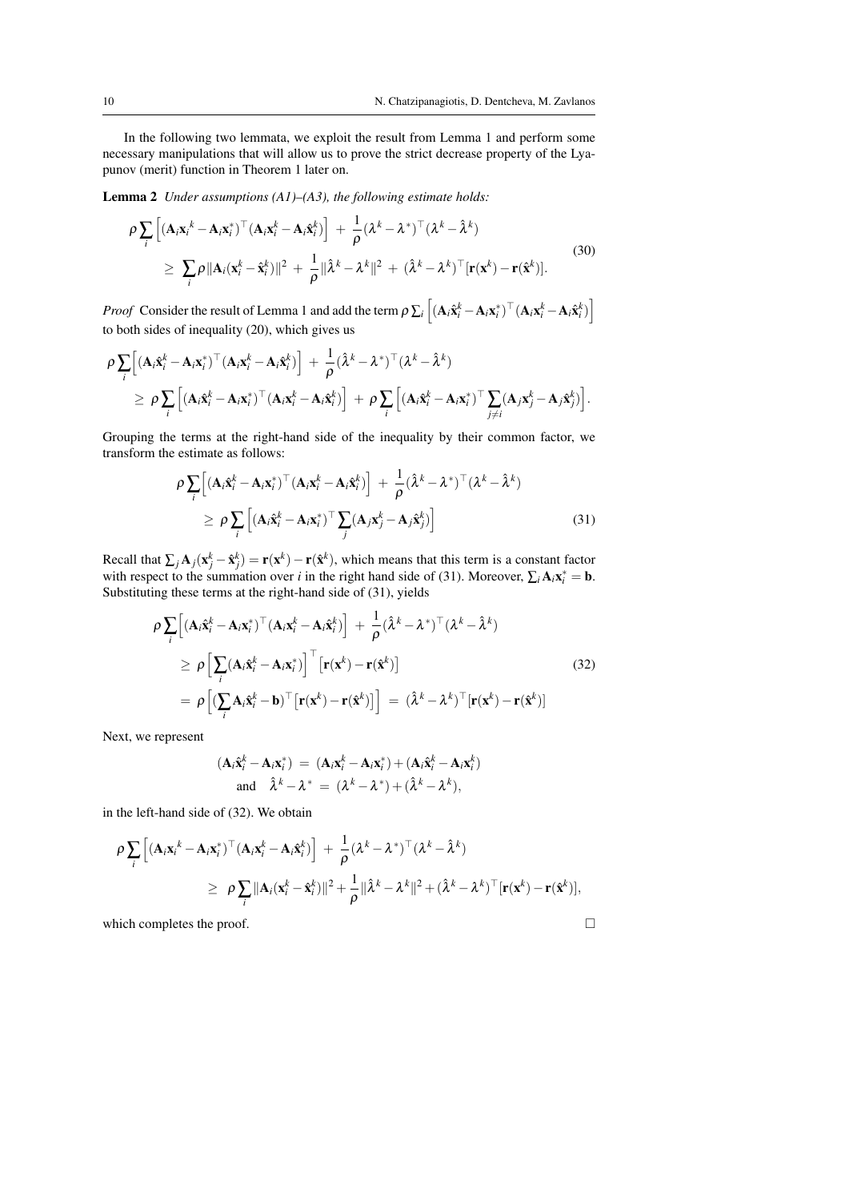In the following two lemmata, we exploit the result from Lemma 1 and perform some necessary manipulations that will allow us to prove the strict decrease property of the Lyapunov (merit) function in Theorem 1 later on.

**Lemma 2** *Under assumptions (A1)–(A3), the following estimate holds:*

$$
\begin{aligned}
&\rho \sum_i \Big[ (\mathbf{A}_i \mathbf{x}_i{}^k - \mathbf{A}_i \mathbf{x}_i^*)^\top (\mathbf{A}_i \mathbf{x}_i^k - \mathbf{A}_i \hat{\mathbf{x}}_i^k) \Big] \;+\; \frac{1}{\rho} (\lambda^k - \lambda^*)^\top (\lambda^k - \hat{\lambda}^k) \\
&\quad \geq\; \sum_i \rho \| \mathbf{A}_i (\mathbf{x}_i^k - \hat{\mathbf{x}}_i^k) \|^2 \;+\; \frac{1}{\rho} \| \hat{\lambda}^k - \lambda^k \|^2 \;+\; (\hat{\lambda}^k - \lambda^k)^\top [\mathbf{r}(\mathbf{x}^k) - \mathbf{r}(\hat{\mathbf{x}}^k)].
\end{aligned}
\tag{30}
$$

*Proof* Consider the result of Lemma 1 and add the term $\rho \sum_i \Big[ (\mathbf{A}_i \hat{\mathbf{x}}_i^k - \mathbf{A}_i \mathbf{x}_i^*)^\top (\mathbf{A}_i \mathbf{x}_i^k - \mathbf{A}_i \hat{\mathbf{x}}_i^k) \Big]$ to both sides of inequality (20), which gives us

$$
\begin{aligned}
&\rho \sum_i \Big[ (\mathbf{A}_i \hat{\mathbf{x}}_i^k - \mathbf{A}_i \mathbf{x}_i^*)^\top (\mathbf{A}_i \mathbf{x}_i^k - \mathbf{A}_i \hat{\mathbf{x}}_i^k) \Big] \;+\; \frac{1}{\rho} (\hat{\lambda}^k - \lambda^*)^\top (\lambda^k - \hat{\lambda}^k) \\
&\quad \geq\; \rho \sum_i \Big[ (\mathbf{A}_i \hat{\mathbf{x}}_i^k - \mathbf{A}_i \mathbf{x}_i^*)^\top (\mathbf{A}_i \mathbf{x}_i^k - \mathbf{A}_i \hat{\mathbf{x}}_i^k) \Big] \;+\; \rho \sum_i \Big[ (\mathbf{A}_i \hat{\mathbf{x}}_i^k - \mathbf{A}_i \mathbf{x}_i^*)^\top \sum_{j \neq i} (\mathbf{A}_j \mathbf{x}_j^k - \mathbf{A}_j \hat{\mathbf{x}}_j^k) \Big].
\end{aligned}
$$

Grouping the terms at the right-hand side of the inequality by their common factor, we transform the estimate as follows:

$$
\begin{aligned}
&\rho \sum_i \Big[ (\mathbf{A}_i \hat{\mathbf{x}}_i^k - \mathbf{A}_i \mathbf{x}_i^*)^\top (\mathbf{A}_i \mathbf{x}_i^k - \mathbf{A}_i \hat{\mathbf{x}}_i^k) \Big] \;+\; \frac{1}{\rho} (\hat{\lambda}^k - \lambda^*)^\top (\lambda^k - \hat{\lambda}^k) \\
&\quad \geq\; \rho \sum_i \Big[ (\mathbf{A}_i \hat{\mathbf{x}}_i^k - \mathbf{A}_i \mathbf{x}_i^*)^\top \sum_j (\mathbf{A}_j \mathbf{x}_j^k - \mathbf{A}_j \hat{\mathbf{x}}_j^k) \Big]
\end{aligned}
\tag{31}
$$

Recall that $\sum_j \mathbf{A}_j (\mathbf{x}_j^k - \hat{\mathbf{x}}_j^k) = \mathbf{r}(\mathbf{x}^k) - \mathbf{r}(\hat{\mathbf{x}}^k)$, which means that this term is a constant factor with respect to the summation over $i$ in the right hand side of (31). Moreover, $\sum_i \mathbf{A}_i \mathbf{x}_i^* = \mathbf{b}$. Substituting these terms at the right-hand side of (31), yields

$$
\begin{aligned}
&\rho \sum_i \Big[ (\mathbf{A}_i \hat{\mathbf{x}}_i^k - \mathbf{A}_i \mathbf{x}_i^*)^\top (\mathbf{A}_i \mathbf{x}_i^k - \mathbf{A}_i \hat{\mathbf{x}}_i^k) \Big] \;+\; \frac{1}{\rho} (\hat{\lambda}^k - \lambda^*)^\top (\lambda^k - \hat{\lambda}^k) \\
&\quad \geq\; \rho \Big[ \sum_i (\mathbf{A}_i \hat{\mathbf{x}}_i^k - \mathbf{A}_i \mathbf{x}_i^*) \Big]^\top \big[ \mathbf{r}(\mathbf{x}^k) - \mathbf{r}(\hat{\mathbf{x}}^k) \big] \\
&\quad =\; \rho \Big[ (\sum_i \mathbf{A}_i \hat{\mathbf{x}}_i^k - \mathbf{b})^\top \big[ \mathbf{r}(\mathbf{x}^k) - \mathbf{r}(\hat{\mathbf{x}}^k) \big] \Big] \;=\; (\hat{\lambda}^k - \lambda^k)^\top [\mathbf{r}(\mathbf{x}^k) - \mathbf{r}(\hat{\mathbf{x}}^k)]
\end{aligned}
\tag{32}
$$

Next, we represent

$$
\begin{aligned}
(\mathbf{A}_i \hat{\mathbf{x}}_i^k - \mathbf{A}_i \mathbf{x}_i^*) \;&=\; (\mathbf{A}_i \mathbf{x}_i^k - \mathbf{A}_i \mathbf{x}_i^*) + (\mathbf{A}_i \hat{\mathbf{x}}_i^k - \mathbf{A}_i \mathbf{x}_i^k) \\
\text{and} \quad \hat{\lambda}^k - \lambda^* \;&=\; (\lambda^k - \lambda^*) + (\hat{\lambda}^k - \lambda^k),
\end{aligned}
$$

in the left-hand side of (32). We obtain

$$
\begin{aligned}
&\rho \sum_i \Big[ (\mathbf{A}_i \mathbf{x}_i{}^k - \mathbf{A}_i \mathbf{x}_i^*)^\top (\mathbf{A}_i \mathbf{x}_i^k - \mathbf{A}_i \hat{\mathbf{x}}_i^k) \Big] \;+\; \frac{1}{\rho} (\lambda^k - \lambda^*)^\top (\lambda^k - \hat{\lambda}^k) \\
&\quad \geq\; \rho \sum_i \| \mathbf{A}_i (\mathbf{x}_i^k - \hat{\mathbf{x}}_i^k) \|^2 + \frac{1}{\rho} \| \hat{\lambda}^k - \lambda^k \|^2 + (\hat{\lambda}^k - \lambda^k)^\top [\mathbf{r}(\mathbf{x}^k) - \mathbf{r}(\hat{\mathbf{x}}^k)],
\end{aligned}
$$

which completes the proof. □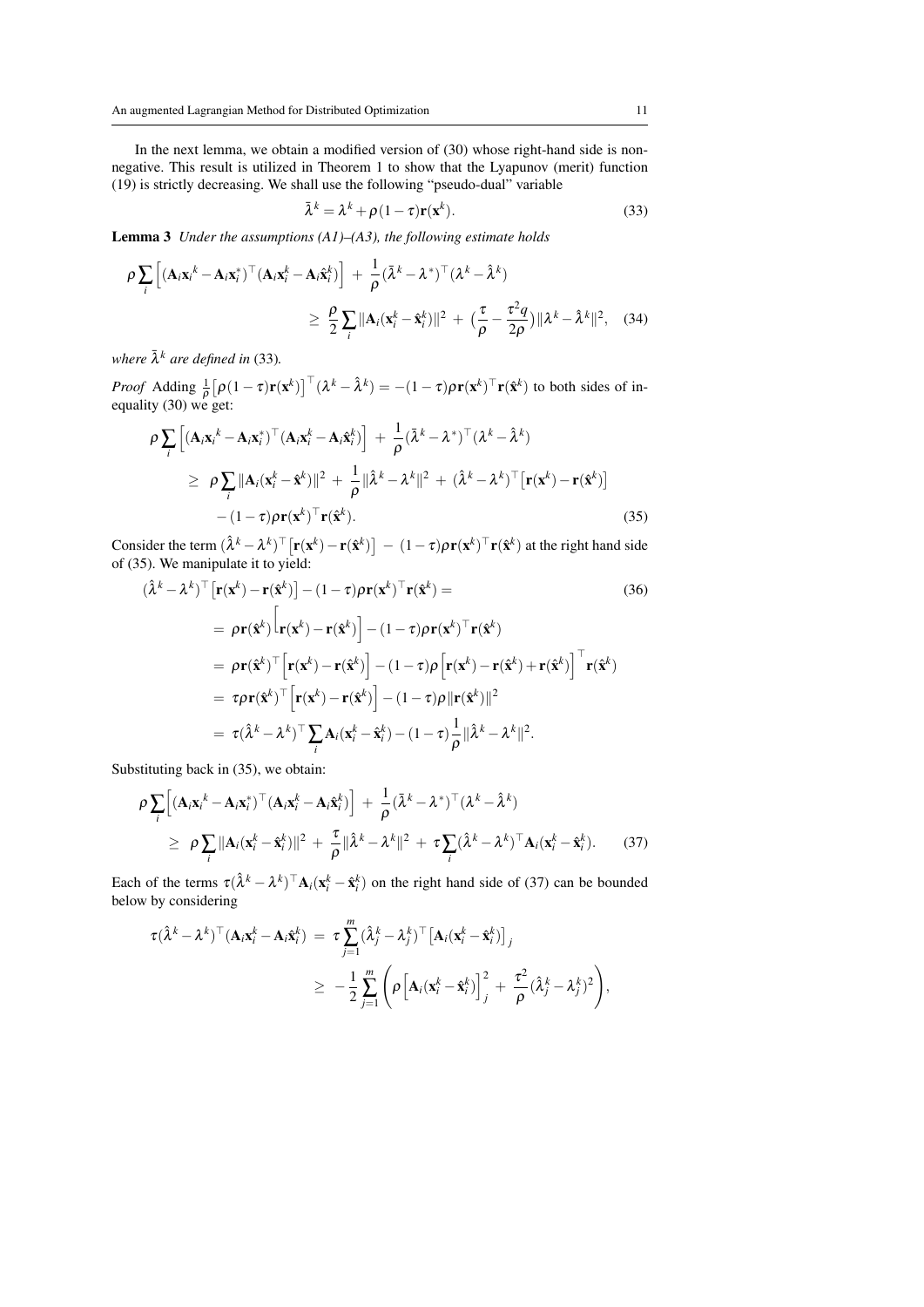In the next lemma, we obtain a modified version of (30) whose right-hand side is nonnegative. This result is utilized in Theorem 1 to show that the Lyapunov (merit) function (19) is strictly decreasing. We shall use the following "pseudo-dual" variable

$$\bar{\lambda}^k = \lambda^k + \rho(1-\tau)\mathbf{r}(\mathbf{x}^k). \tag{33}$$

**Lemma 3** *Under the assumptions (A1)–(A3), the following estimate holds*

$$\rho \sum_i \Big[ (\mathbf{A}_i \mathbf{x}_i{}^k - \mathbf{A}_i \mathbf{x}_i^*)^\top (\mathbf{A}_i \mathbf{x}_i^k - \mathbf{A}_i \hat{\mathbf{x}}_i^k) \Big] + \frac{1}{\rho} (\bar{\lambda}^k - \lambda^*)^\top (\lambda^k - \hat{\lambda}^k) \geq \frac{\rho}{2} \sum_i \|\mathbf{A}_i(\mathbf{x}_i^k - \hat{\mathbf{x}}_i^k)\|^2 + \big( \frac{\tau}{\rho} - \frac{\tau^2 q}{2\rho} \big) \|\lambda^k - \hat{\lambda}^k\|^2, \tag{34}$$

*where $\bar{\lambda}^k$ are defined in* (33).

*Proof* Adding $\frac{1}{\rho}\big[\rho(1-\tau)\mathbf{r}(\mathbf{x}^k)\big]^\top (\lambda^k - \hat{\lambda}^k) = -(1-\tau)\rho \mathbf{r}(\mathbf{x}^k)^\top \mathbf{r}(\hat{\mathbf{x}}^k)$ to both sides of inequality (30) we get:

$$\begin{aligned}
\rho \sum_i \Big[ (\mathbf{A}_i \mathbf{x}_i{}^k - \mathbf{A}_i \mathbf{x}_i^*)^\top (\mathbf{A}_i \mathbf{x}_i^k - \mathbf{A}_i \hat{\mathbf{x}}_i^k) \Big] &+ \frac{1}{\rho} (\bar{\lambda}^k - \lambda^*)^\top (\lambda^k - \hat{\lambda}^k) \\
\geq \rho \sum_i \|\mathbf{A}_i(\mathbf{x}_i^k - \hat{\mathbf{x}}^k)\|^2 &+ \frac{1}{\rho} \|\hat{\lambda}^k - \lambda^k\|^2 + (\hat{\lambda}^k - \lambda^k)^\top \big[\mathbf{r}(\mathbf{x}^k) - \mathbf{r}(\hat{\mathbf{x}}^k)\big] \\
&- (1-\tau)\rho \mathbf{r}(\mathbf{x}^k)^\top \mathbf{r}(\hat{\mathbf{x}}^k).
\end{aligned} \tag{35}$$

Consider the term $(\hat{\lambda}^k - \lambda^k)^\top \big[\mathbf{r}(\mathbf{x}^k) - \mathbf{r}(\hat{\mathbf{x}}^k)\big] - (1-\tau)\rho \mathbf{r}(\mathbf{x}^k)^\top \mathbf{r}(\hat{\mathbf{x}}^k)$ at the right hand side of (35). We manipulate it to yield:

$$\begin{aligned}
(\hat{\lambda}^k - \lambda^k)^\top &\big[\mathbf{r}(\mathbf{x}^k) - \mathbf{r}(\hat{\mathbf{x}}^k)\big] - (1-\tau)\rho \mathbf{r}(\mathbf{x}^k)^\top \mathbf{r}(\hat{\mathbf{x}}^k) = \qquad (36) \\
&= \rho \mathbf{r}(\hat{\mathbf{x}}^k) \Big[ \mathbf{r}(\mathbf{x}^k) - \mathbf{r}(\hat{\mathbf{x}}^k) \Big] - (1-\tau)\rho \mathbf{r}(\mathbf{x}^k)^\top \mathbf{r}(\hat{\mathbf{x}}^k) \\
&= \rho \mathbf{r}(\hat{\mathbf{x}}^k)^\top \Big[ \mathbf{r}(\mathbf{x}^k) - \mathbf{r}(\hat{\mathbf{x}}^k) \Big] - (1-\tau)\rho \Big[ \mathbf{r}(\mathbf{x}^k) - \mathbf{r}(\hat{\mathbf{x}}^k) + \mathbf{r}(\hat{\mathbf{x}}^k) \Big]^\top \mathbf{r}(\hat{\mathbf{x}}^k) \\
&= \tau\rho \mathbf{r}(\hat{\mathbf{x}}^k)^\top \Big[ \mathbf{r}(\mathbf{x}^k) - \mathbf{r}(\hat{\mathbf{x}}^k) \Big] - (1-\tau)\rho \|\mathbf{r}(\hat{\mathbf{x}}^k)\|^2 \\
&= \tau(\hat{\lambda}^k - \lambda^k)^\top \sum_i \mathbf{A}_i(\mathbf{x}_i^k - \hat{\mathbf{x}}_i^k) - (1-\tau)\frac{1}{\rho}\|\hat{\lambda}^k - \lambda^k\|^2.
\end{aligned}$$

Substituting back in (35), we obtain:

$$\rho \sum_i \Big[ (\mathbf{A}_i \mathbf{x}_i{}^k - \mathbf{A}_i \mathbf{x}_i^*)^\top (\mathbf{A}_i \mathbf{x}_i^k - \mathbf{A}_i \hat{\mathbf{x}}_i^k) \Big] + \frac{1}{\rho} (\bar{\lambda}^k - \lambda^*)^\top (\lambda^k - \hat{\lambda}^k) \geq \rho \sum_i \|\mathbf{A}_i(\mathbf{x}_i^k - \hat{\mathbf{x}}_i^k)\|^2 + \frac{\tau}{\rho} \|\hat{\lambda}^k - \lambda^k\|^2 + \tau \sum_i (\hat{\lambda}^k - \lambda^k)^\top \mathbf{A}_i(\mathbf{x}_i^k - \hat{\mathbf{x}}_i^k). \tag{37}$$

Each of the terms $\tau(\hat{\lambda}^k - \lambda^k)^\top \mathbf{A}_i(\mathbf{x}_i^k - \hat{\mathbf{x}}_i^k)$ on the right hand side of (37) can be bounded below by considering

$$\begin{aligned}
\tau(\hat{\lambda}^k - \lambda^k)^\top (\mathbf{A}_i \mathbf{x}_i^k - \mathbf{A}_i \hat{\mathbf{x}}_i^k) &= \tau \sum_{j=1}^m (\hat{\lambda}_j^k - \lambda_j^k)^\top \big[\mathbf{A}_i(\mathbf{x}_i^k - \hat{\mathbf{x}}_i^k)\big]_j \\
&\geq -\frac{1}{2} \sum_{j=1}^m \left( \rho \Big[\mathbf{A}_i(\mathbf{x}_i^k - \hat{\mathbf{x}}_i^k)\Big]_j^2 + \frac{\tau^2}{\rho} (\hat{\lambda}_j^k - \lambda_j^k)^2 \right),
\end{aligned}$$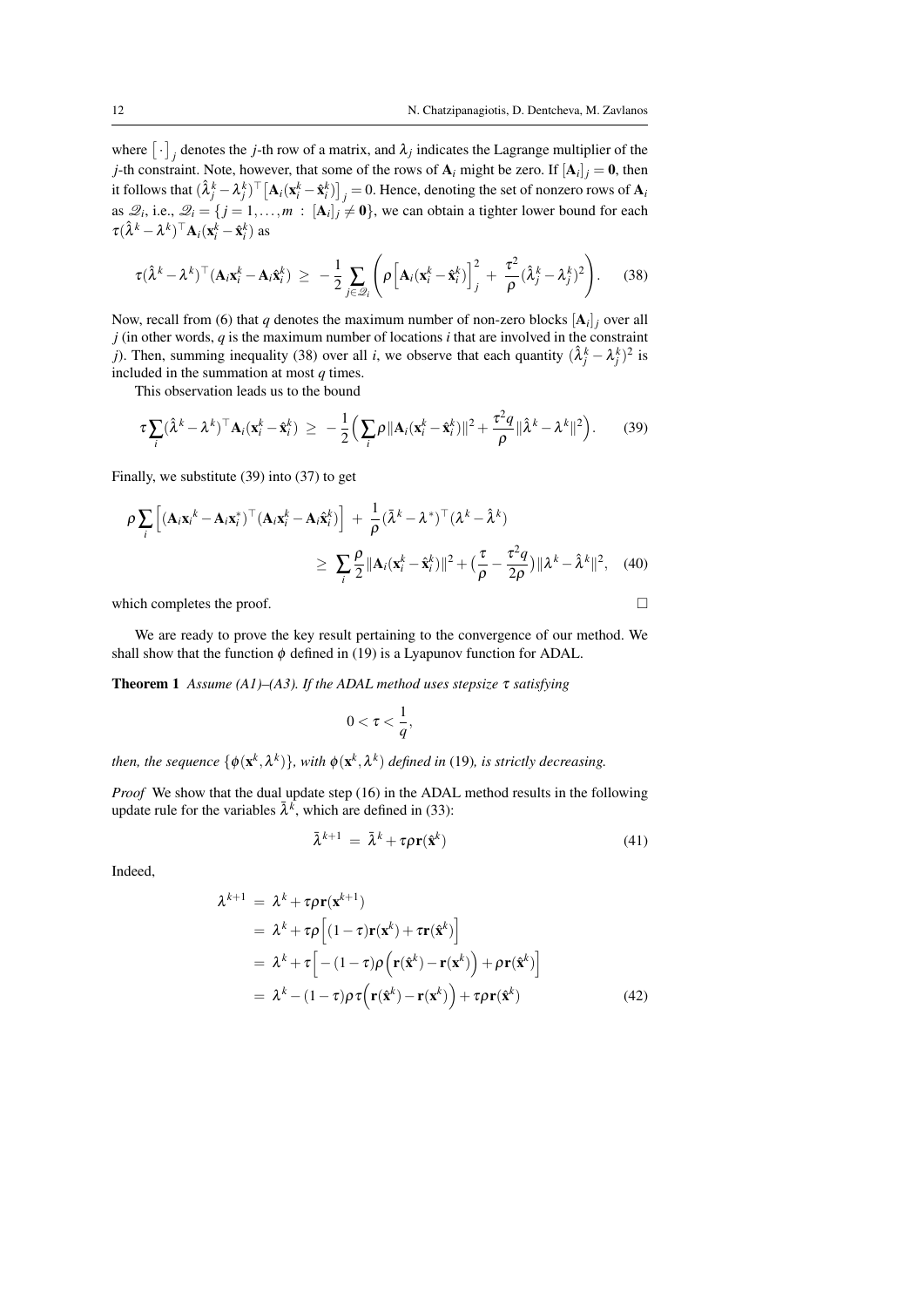where $\big[\cdot\big]_j$ denotes the $j$-th row of a matrix, and $\lambda_j$ indicates the Lagrange multiplier of the $j$-th constraint. Note, however, that some of the rows of $\mathbf{A}_i$ might be zero. If $[\mathbf{A}_i]_j = \mathbf{0}$, then it follows that $(\hat{\lambda}^k_j - \lambda^k_j)^\top \big[\mathbf{A}_i(\mathbf{x}^k_i - \hat{\mathbf{x}}^k_i)\big]_j = 0$. Hence, denoting the set of nonzero rows of $\mathbf{A}_i$ as $\mathscr{Q}_i$, i.e., $\mathscr{Q}_i = \{j = 1,\ldots,m \,:\, [\mathbf{A}_i]_j \neq \mathbf{0}\}$, we can obtain a tighter lower bound for each $\tau(\hat{\lambda}^k - \lambda^k)^\top \mathbf{A}_i(\mathbf{x}^k_i - \hat{\mathbf{x}}^k_i)$ as

$$\tau(\hat{\lambda}^k - \lambda^k)^\top(\mathbf{A}_i\mathbf{x}^k_i - \mathbf{A}_i\hat{\mathbf{x}}^k_i) \;\geq\; -\frac{1}{2}\sum_{j\in\mathscr{Q}_i}\left(\rho\Big[\mathbf{A}_i(\mathbf{x}^k_i - \hat{\mathbf{x}}^k_i)\Big]^2_j + \frac{\tau^2}{\rho}(\hat{\lambda}^k_j - \lambda^k_j)^2\right). \tag{38}$$

Now, recall from (6) that $q$ denotes the maximum number of non-zero blocks $[\mathbf{A}_i]_j$ over all $j$ (in other words, $q$ is the maximum number of locations $i$ that are involved in the constraint $j$). Then, summing inequality (38) over all $i$, we observe that each quantity $(\hat{\lambda}^k_j - \lambda^k_j)^2$ is included in the summation at most $q$ times.

This observation leads us to the bound

$$\tau\sum_i(\hat{\lambda}^k - \lambda^k)^\top \mathbf{A}_i(\mathbf{x}^k_i - \hat{\mathbf{x}}^k_i) \;\geq\; -\frac{1}{2}\Big(\sum_i \rho\|\mathbf{A}_i(\mathbf{x}^k_i - \hat{\mathbf{x}}^k_i)\|^2 + \frac{\tau^2 q}{\rho}\|\hat{\lambda}^k - \lambda^k\|^2\Big). \tag{39}$$

Finally, we substitute (39) into (37) to get

$$\begin{aligned}\rho\sum_i\Big[(\mathbf{A}_i\mathbf{x}_i{}^k - \mathbf{A}_i\mathbf{x}^*_i)^\top(\mathbf{A}_i\mathbf{x}^k_i - \mathbf{A}_i\hat{\mathbf{x}}^k_i)\Big] \;+\; \frac{1}{\rho}(\bar{\lambda}^k - \lambda^*)^\top(\lambda^k - \hat{\lambda}^k)& \\ \geq\; \sum_i \frac{\rho}{2}\|\mathbf{A}_i(\mathbf{x}^k_i - \hat{\mathbf{x}}^k_i)\|^2 + \big(\frac{\tau}{\rho} - \frac{\tau^2 q}{2\rho}\big)\|\lambda^k - \hat{\lambda}^k\|^2,&\end{aligned} \tag{40}$$

which completes the proof. □

We are ready to prove the key result pertaining to the convergence of our method. We shall show that the function $\phi$ defined in (19) is a Lyapunov function for ADAL.

**Theorem 1** *Assume (A1)–(A3). If the ADAL method uses stepsize $\tau$ satisfying*

$$0 < \tau < \frac{1}{q},$$

*then, the sequence $\{\phi(\mathbf{x}^k, \lambda^k)\}$, with $\phi(\mathbf{x}^k, \lambda^k)$ defined in* (19)*, is strictly decreasing.*

*Proof* We show that the dual update step (16) in the ADAL method results in the following update rule for the variables $\bar{\lambda}^k$, which are defined in (33):

$$\bar{\lambda}^{k+1} \;=\; \bar{\lambda}^k + \tau\rho\mathbf{r}(\hat{\mathbf{x}}^k) \tag{41}$$

Indeed,

$$\begin{aligned}\lambda^{k+1} \;&=\; \lambda^k + \tau\rho\mathbf{r}(\mathbf{x}^{k+1}) \\ &=\; \lambda^k + \tau\rho\Big[(1-\tau)\mathbf{r}(\mathbf{x}^k) + \tau\mathbf{r}(\hat{\mathbf{x}}^k)\Big] \\ &=\; \lambda^k + \tau\Big[-(1-\tau)\rho\Big(\mathbf{r}(\hat{\mathbf{x}}^k) - \mathbf{r}(\mathbf{x}^k)\Big) + \rho\mathbf{r}(\hat{\mathbf{x}}^k)\Big] \\ &=\; \lambda^k - (1-\tau)\rho\tau\Big(\mathbf{r}(\hat{\mathbf{x}}^k) - \mathbf{r}(\mathbf{x}^k)\Big) + \tau\rho\mathbf{r}(\hat{\mathbf{x}}^k)\end{aligned} \tag{42}$$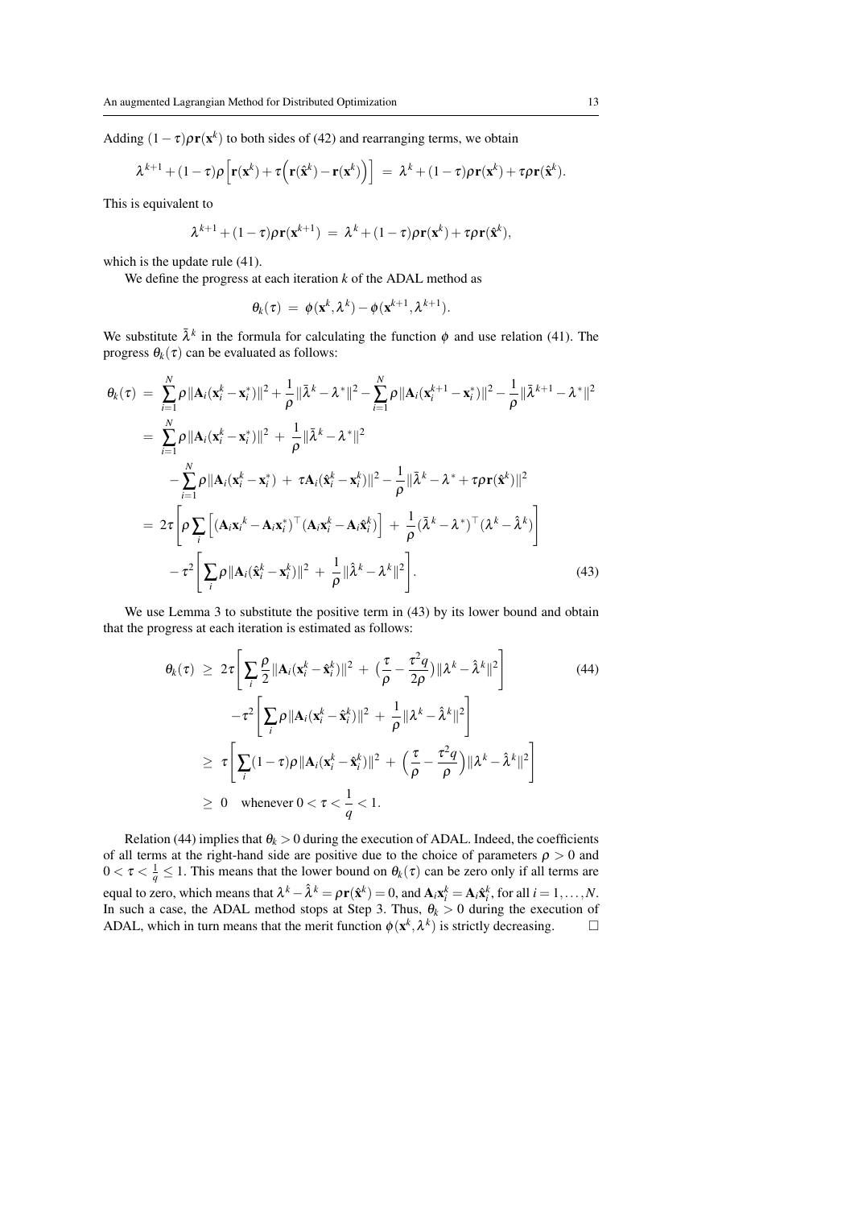Adding $(1-\tau)\rho\mathbf{r}(\mathbf{x}^k)$ to both sides of (42) and rearranging terms, we obtain

$$\lambda^{k+1} + (1-\tau)\rho\Big[\mathbf{r}(\mathbf{x}^k) + \tau\Big(\mathbf{r}(\hat{\mathbf{x}}^k) - \mathbf{r}(\mathbf{x}^k)\Big)\Big] \;=\; \lambda^k + (1-\tau)\rho\mathbf{r}(\mathbf{x}^k) + \tau\rho\mathbf{r}(\hat{\mathbf{x}}^k).$$

This is equivalent to

$$\lambda^{k+1} + (1-\tau)\rho\mathbf{r}(\mathbf{x}^{k+1}) \;=\; \lambda^k + (1-\tau)\rho\mathbf{r}(\mathbf{x}^k) + \tau\rho\mathbf{r}(\hat{\mathbf{x}}^k),$$

which is the update rule (41).

We define the progress at each iteration $k$ of the ADAL method as

$$\theta_k(\tau) \;=\; \phi(\mathbf{x}^k,\lambda^k) - \phi(\mathbf{x}^{k+1},\lambda^{k+1}).$$

We substitute $\bar{\lambda}^k$ in the formula for calculating the function $\phi$ and use relation (41). The progress $\theta_k(\tau)$ can be evaluated as follows:

$$\begin{aligned}
\theta_k(\tau) \;&=\; \sum_{i=1}^N \rho\|\mathbf{A}_i(\mathbf{x}_i^k - \mathbf{x}_i^*)\|^2 + \frac{1}{\rho}\|\bar{\lambda}^k - \lambda^*\|^2 - \sum_{i=1}^N \rho\|\mathbf{A}_i(\mathbf{x}_i^{k+1} - \mathbf{x}_i^*)\|^2 - \frac{1}{\rho}\|\bar{\lambda}^{k+1} - \lambda^*\|^2 \\
&=\; \sum_{i=1}^N \rho\|\mathbf{A}_i(\mathbf{x}_i^k - \mathbf{x}_i^*)\|^2 \;+\; \frac{1}{\rho}\|\bar{\lambda}^k - \lambda^*\|^2 \\
&\quad - \sum_{i=1}^N \rho\|\mathbf{A}_i(\mathbf{x}_i^k - \mathbf{x}_i^*) \;+\; \tau\mathbf{A}_i(\hat{\mathbf{x}}_i^k - \mathbf{x}_i^k)\|^2 - \frac{1}{\rho}\|\bar{\lambda}^k - \lambda^* + \tau\rho\mathbf{r}(\hat{\mathbf{x}}^k)\|^2 \\
&=\; 2\tau\left[\rho\sum_i\Big[(\mathbf{A}_i\mathbf{x}_i{}^k - \mathbf{A}_i\mathbf{x}_i^*)^\top(\mathbf{A}_i\mathbf{x}_i^k - \mathbf{A}_i\hat{\mathbf{x}}_i^k)\Big] \;+\; \frac{1}{\rho}(\bar{\lambda}^k - \lambda^*)^\top(\lambda^k - \hat{\lambda}^k)\right] \\
&\quad - \tau^2\left[\sum_i \rho\|\mathbf{A}_i(\hat{\mathbf{x}}_i^k - \mathbf{x}_i^k)\|^2 \;+\; \frac{1}{\rho}\|\hat{\lambda}^k - \lambda^k\|^2\right].
\end{aligned} \tag{43}$$

We use Lemma 3 to substitute the positive term in (43) by its lower bound and obtain that the progress at each iteration is estimated as follows:

$$\begin{aligned}
\theta_k(\tau) \;&\geq\; 2\tau\left[\sum_i \frac{\rho}{2}\|\mathbf{A}_i(\mathbf{x}_i^k - \hat{\mathbf{x}}_i^k)\|^2 \;+\; \big(\frac{\tau}{\rho} - \frac{\tau^2 q}{2\rho}\big)\|\lambda^k - \hat{\lambda}^k\|^2\right] \\
&\quad -\tau^2\left[\sum_i \rho\|\mathbf{A}_i(\mathbf{x}_i^k - \hat{\mathbf{x}}_i^k)\|^2 \;+\; \frac{1}{\rho}\|\lambda^k - \hat{\lambda}^k\|^2\right] \\
&\geq\; \tau\left[\sum_i (1-\tau)\rho\|\mathbf{A}_i(\mathbf{x}_i^k - \hat{\mathbf{x}}_i^k)\|^2 \;+\; \Big(\frac{\tau}{\rho} - \frac{\tau^2 q}{\rho}\Big)\|\lambda^k - \hat{\lambda}^k\|^2\right] \\
&\geq\; 0 \quad \text{whenever } 0 < \tau < \frac{1}{q} < 1.
\end{aligned} \tag{44}$$

Relation (44) implies that $\theta_k > 0$ during the execution of ADAL. Indeed, the coefficients of all terms at the right-hand side are positive due to the choice of parameters $\rho > 0$ and $0 < \tau < \frac{1}{q} \leq 1$. This means that the lower bound on $\theta_k(\tau)$ can be zero only if all terms are equal to zero, which means that $\lambda^k - \hat{\lambda}^k = \rho\mathbf{r}(\hat{\mathbf{x}}^k) = 0$, and $\mathbf{A}_i\mathbf{x}_i^k = \mathbf{A}_i\hat{\mathbf{x}}_i^k$, for all $i = 1,\ldots,N$. In such a case, the ADAL method stops at Step 3. Thus, $\theta_k > 0$ during the execution of ADAL, which in turn means that the merit function $\phi(\mathbf{x}^k,\lambda^k)$ is strictly decreasing. $\square$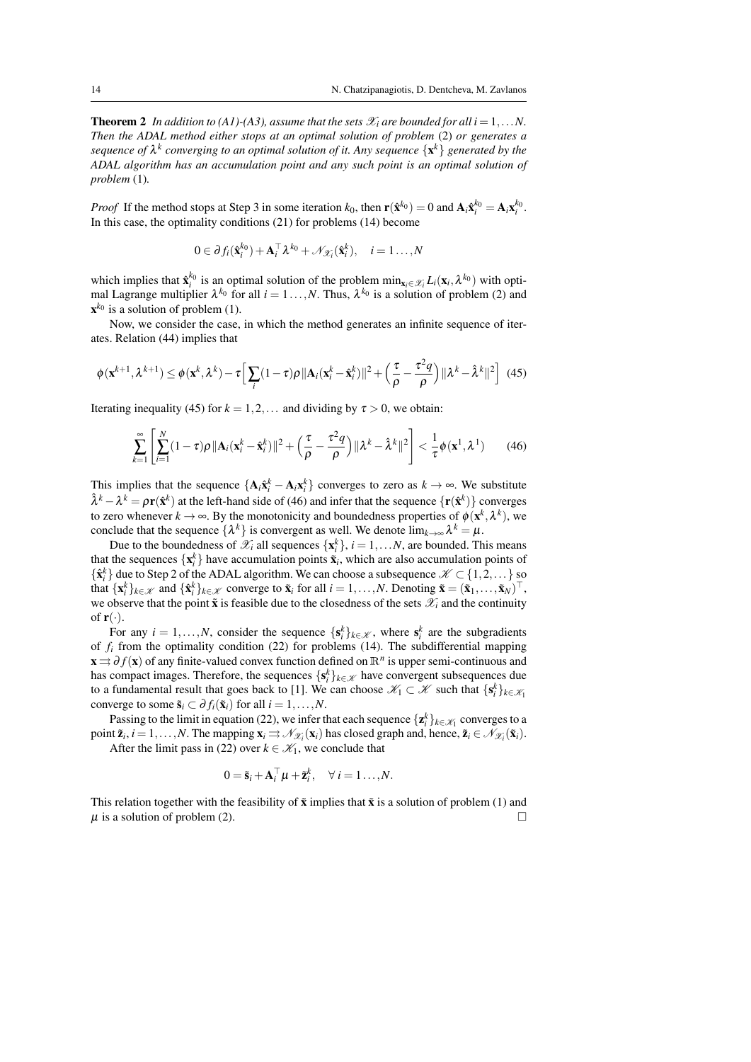**Theorem 2** *In addition to (A1)-(A3), assume that the sets $\mathscr{X}_i$ are bounded for all $i = 1,\dots N$. Then the ADAL method either stops at an optimal solution of problem* (2) *or generates a sequence of $\lambda^k$ converging to an optimal solution of it. Any sequence $\{\mathbf{x}^k\}$ generated by the ADAL algorithm has an accumulation point and any such point is an optimal solution of problem* (1)*.*

*Proof* If the method stops at Step 3 in some iteration $k_0$, then $\mathbf{r}(\hat{\mathbf{x}}^{k_0}) = 0$ and $\mathbf{A}_i\hat{\mathbf{x}}_i^{k_0} = \mathbf{A}_i\mathbf{x}_i^{k_0}$. In this case, the optimality conditions (21) for problems (14) become

$$0 \in \partial f_i(\hat{\mathbf{x}}_i^{k_0}) + \mathbf{A}_i^\top \lambda^{k_0} + \mathscr{N}_{\mathscr{X}_i}(\hat{\mathbf{x}}_i^k), \quad i = 1\dots,N$$

which implies that $\hat{\mathbf{x}}_i^{k_0}$ is an optimal solution of the problem $\min_{\mathbf{x}_i\in\mathscr{X}_i} L_i(\mathbf{x}_i, \lambda^{k_0})$ with optimal Lagrange multiplier $\lambda^{k_0}$ for all $i = 1\dots,N$. Thus, $\lambda^{k_0}$ is a solution of problem (2) and $\mathbf{x}^{k_0}$ is a solution of problem (1).

Now, we consider the case, in which the method generates an infinite sequence of iterates. Relation (44) implies that

$$\phi(\mathbf{x}^{k+1}, \lambda^{k+1}) \le \phi(\mathbf{x}^k, \lambda^k) - \tau\Big[\sum_i (1-\tau)\rho\|\mathbf{A}_i(\mathbf{x}_i^k - \hat{\mathbf{x}}_i^k)\|^2 + \Big(\frac{\tau}{\rho} - \frac{\tau^2 q}{\rho}\Big)\|\lambda^k - \hat{\lambda}^k\|^2\Big] \quad (45)$$

Iterating inequality (45) for $k = 1,2,\dots$ and dividing by $\tau > 0$, we obtain:

$$\sum_{k=1}^{\infty}\left[\sum_{i=1}^{N}(1-\tau)\rho\|\mathbf{A}_i(\mathbf{x}_i^k - \hat{\mathbf{x}}_i^k)\|^2 + \Big(\frac{\tau}{\rho} - \frac{\tau^2 q}{\rho}\Big)\|\lambda^k - \hat{\lambda}^k\|^2\right] < \frac{1}{\tau}\phi(\mathbf{x}^1, \lambda^1) \quad (46)$$

This implies that the sequence $\{\mathbf{A}_i\hat{\mathbf{x}}_i^k - \mathbf{A}_i\mathbf{x}_i^k\}$ converges to zero as $k \to \infty$. We substitute $\hat{\lambda}^k - \lambda^k = \rho\mathbf{r}(\hat{\mathbf{x}}^k)$ at the left-hand side of (46) and infer that the sequence $\{\mathbf{r}(\hat{\mathbf{x}}^k)\}$ converges to zero whenever $k \to \infty$. By the monotonicity and boundedness properties of $\phi(\mathbf{x}^k, \lambda^k)$, we conclude that the sequence $\{\lambda^k\}$ is convergent as well. We denote $\lim_{k\to\infty}\lambda^k = \mu$.

Due to the boundedness of $\mathscr{X}_i$ all sequences $\{\mathbf{x}_i^k\}$, $i = 1,\dots N$, are bounded. This means that the sequences $\{\mathbf{x}_i^k\}$ have accumulation points $\tilde{\mathbf{x}}_i$, which are also accumulation points of $\{\hat{\mathbf{x}}_i^k\}$ due to Step 2 of the ADAL algorithm. We can choose a subsequence $\mathscr{K} \subset \{1,2,\dots\}$ so that $\{\mathbf{x}_i^k\}_{k\in\mathscr{K}}$ and $\{\hat{\mathbf{x}}_i^k\}_{k\in\mathscr{K}}$ converge to $\tilde{\mathbf{x}}_i$ for all $i = 1,\dots,N$. Denoting $\tilde{\mathbf{x}} = (\tilde{\mathbf{x}}_1,\dots,\tilde{\mathbf{x}}_N)^\top$, we observe that the point $\tilde{\mathbf{x}}$ is feasible due to the closedness of the sets $\mathscr{X}_i$ and the continuity of $\mathbf{r}(\cdot)$.

For any $i = 1,\dots,N$, consider the sequence $\{\mathbf{s}_i^k\}_{k\in\mathscr{K}}$, where $\mathbf{s}_i^k$ are the subgradients of $f_i$ from the optimality condition (22) for problems (14). The subdifferential mapping $\mathbf{x} \rightrightarrows \partial f(\mathbf{x})$ of any finite-valued convex function defined on $\mathbb{R}^n$ is upper semi-continuous and has compact images. Therefore, the sequences $\{\mathbf{s}_i^k\}_{k\in\mathscr{K}}$ have convergent subsequences due to a fundamental result that goes back to [1]. We can choose $\mathscr{K}_1 \subset \mathscr{K}$ such that $\{\mathbf{s}_i^k\}_{k\in\mathscr{K}_1}$ converge to some $\tilde{\mathbf{s}}_i \subset \partial f_i(\tilde{\mathbf{x}}_i)$ for all $i = 1,\dots,N$.

Passing to the limit in equation (22), we infer that each sequence $\{\mathbf{z}_i^k\}_{k\in\mathscr{K}_1}$ converges to a point $\tilde{\mathbf{z}}_i$, $i = 1,\dots,N$. The mapping $\mathbf{x}_i \rightrightarrows \mathscr{N}_{\mathscr{X}_i}(\mathbf{x}_i)$ has closed graph and, hence, $\tilde{\mathbf{z}}_i \in \mathscr{N}_{\mathscr{X}_i}(\tilde{\mathbf{x}}_i)$.

After the limit pass in (22) over $k \in \mathscr{K}_1$, we conclude that

$$0 = \tilde{\mathbf{s}}_i + \mathbf{A}_i^\top \mu + \tilde{\mathbf{z}}_i^k, \quad \forall\, i = 1\dots,N.$$

This relation together with the feasibility of $\tilde{\mathbf{x}}$ implies that $\tilde{\mathbf{x}}$ is a solution of problem (1) and $\mu$ is a solution of problem (2). $\square$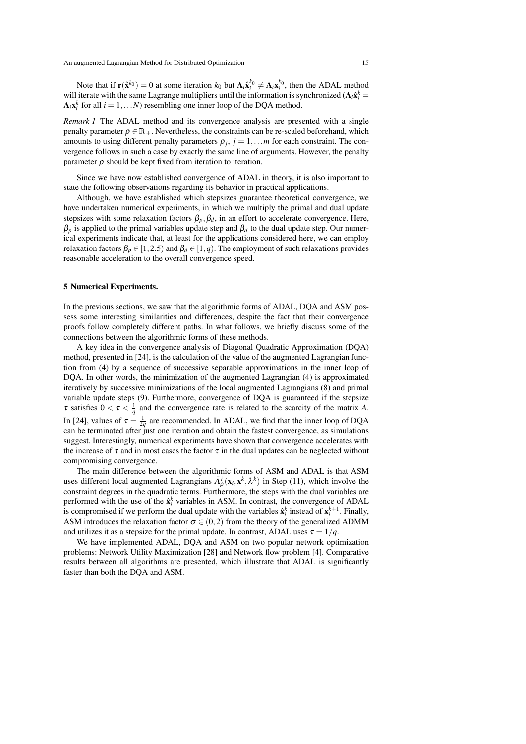Note that if $\mathbf{r}(\hat{\mathbf{x}}^{k_0}) = 0$ at some iteration $k_0$ but $\mathbf{A}_i\hat{\mathbf{x}}_i^{k_0} \neq \mathbf{A}_i\mathbf{x}_i^{k_0}$, then the ADAL method will iterate with the same Lagrange multipliers until the information is synchronized ($\mathbf{A}_i\hat{\mathbf{x}}_i^k = \mathbf{A}_i\mathbf{x}_i^k$ for all $i = 1,\dots N$) resembling one inner loop of the DQA method.

*Remark 1* The ADAL method and its convergence analysis are presented with a single penalty parameter $\rho \in \mathbb{R}_+$. Nevertheless, the constraints can be re-scaled beforehand, which amounts to using different penalty parameters $\rho_j$, $j = 1,\dots m$ for each constraint. The convergence follows in such a case by exactly the same line of arguments. However, the penalty parameter $\rho$ should be kept fixed from iteration to iteration.

Since we have now established convergence of ADAL in theory, it is also important to state the following observations regarding its behavior in practical applications.

Although, we have established which stepsizes guarantee theoretical convergence, we have undertaken numerical experiments, in which we multiply the primal and dual update stepsizes with some relaxation factors $\beta_p, \beta_d$, in an effort to accelerate convergence. Here, $\beta_p$ is applied to the primal variables update step and $\beta_d$ to the dual update step. Our numerical experiments indicate that, at least for the applications considered here, we can employ relaxation factors $\beta_p \in [1, 2.5)$ and $\beta_d \in [1, q)$. The employment of such relaxations provides reasonable acceleration to the overall convergence speed.

## 5 Numerical Experiments.

In the previous sections, we saw that the algorithmic forms of ADAL, DQA and ASM possess some interesting similarities and differences, despite the fact that their convergence proofs follow completely different paths. In what follows, we briefly discuss some of the connections between the algorithmic forms of these methods.

A key idea in the convergence analysis of Diagonal Quadratic Approximation (DQA) method, presented in [24], is the calculation of the value of the augmented Lagrangian function from (4) by a sequence of successive separable approximations in the inner loop of DQA. In other words, the minimization of the augmented Lagrangian (4) is approximated iteratively by successive minimizations of the local augmented Lagrangians (8) and primal variable update steps (9). Furthermore, convergence of DQA is guaranteed if the stepsize $\tau$ satisfies $0 < \tau < \frac{1}{q}$ and the convergence rate is related to the scarcity of the matrix $A$. In [24], values of $\tau = \frac{1}{2q}$ are recommended. In ADAL, we find that the inner loop of DQA can be terminated after just one iteration and obtain the fastest convergence, as simulations suggest. Interestingly, numerical experiments have shown that convergence accelerates with the increase of $\tau$ and in most cases the factor $\tau$ in the dual updates can be neglected without compromising convergence.

The main difference between the algorithmic forms of ASM and ADAL is that ASM uses different local augmented Lagrangians $\bar{\Lambda}_\rho^i(\mathbf{x}_i, \mathbf{x}^k, \lambda^k)$ in Step (11), which involve the constraint degrees in the quadratic terms. Furthermore, the steps with the dual variables are performed with the use of the $\hat{\mathbf{x}}_i^k$ variables in ASM. In contrast, the convergence of ADAL is compromised if we perform the dual update with the variables $\hat{\mathbf{x}}_i^k$ instead of $\mathbf{x}_i^{k+1}$. Finally, ASM introduces the relaxation factor $\sigma \in (0,2)$ from the theory of the generalized ADMM and utilizes it as a stepsize for the primal update. In contrast, ADAL uses $\tau = 1/q$.

We have implemented ADAL, DQA and ASM on two popular network optimization problems: Network Utility Maximization [28] and Network flow problem [4]. Comparative results between all algorithms are presented, which illustrate that ADAL is significantly faster than both the DQA and ASM.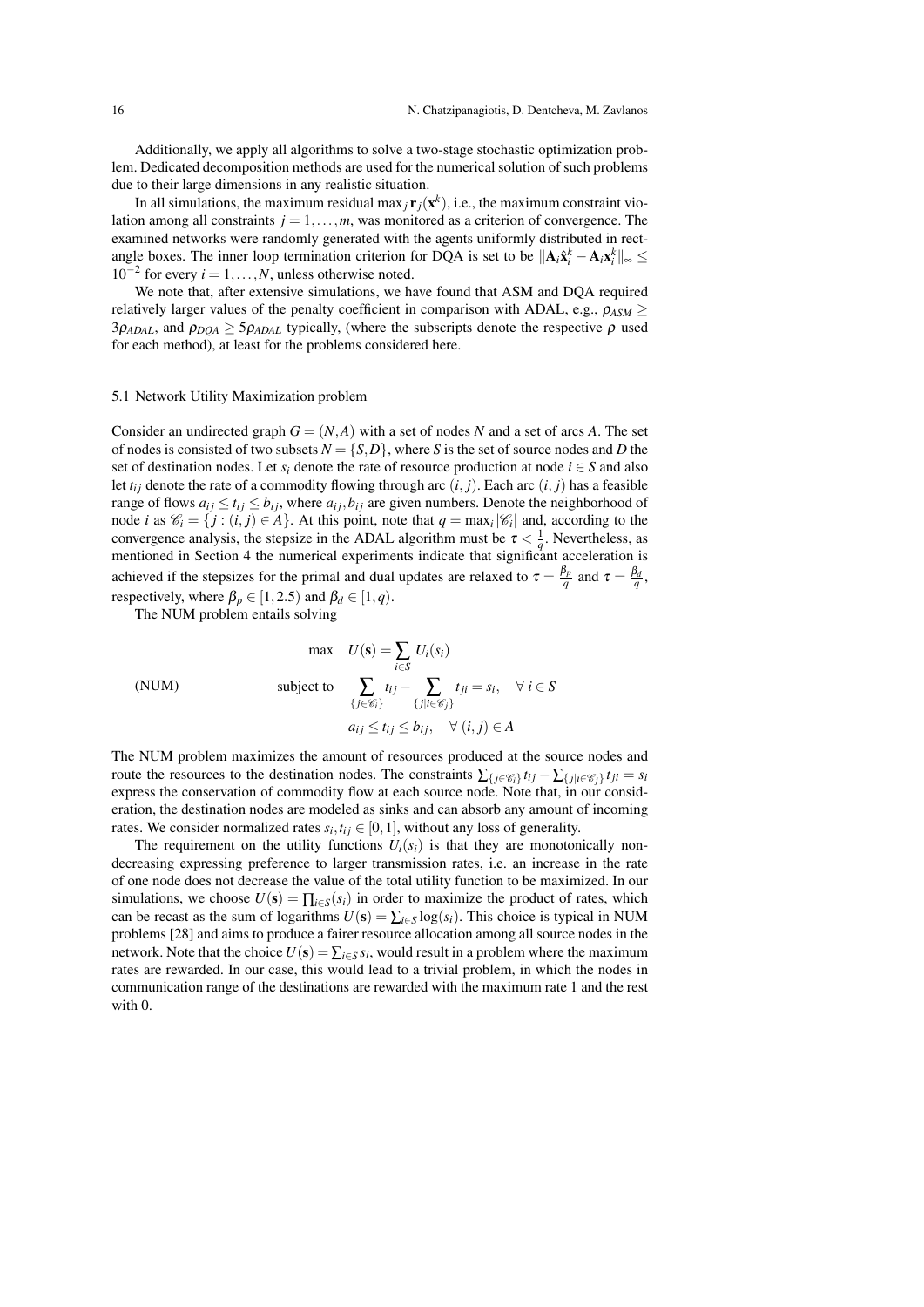Additionally, we apply all algorithms to solve a two-stage stochastic optimization problem. Dedicated decomposition methods are used for the numerical solution of such problems due to their large dimensions in any realistic situation.

In all simulations, the maximum residual $\max_j \mathbf{r}_j(\mathbf{x}^k)$, i.e., the maximum constraint violation among all constraints $j = 1,\dots,m$, was monitored as a criterion of convergence. The examined networks were randomly generated with the agents uniformly distributed in rectangle boxes. The inner loop termination criterion for DQA is set to be $\|\mathbf{A}_i\hat{\mathbf{x}}_i^k - \mathbf{A}_i\mathbf{x}_i^k\|_\infty \leq 10^{-2}$ for every $i = 1,\dots,N$, unless otherwise noted.

We note that, after extensive simulations, we have found that ASM and DQA required relatively larger values of the penalty coefficient in comparison with ADAL, e.g., $\rho_{ASM} \geq 3\rho_{ADAL}$, and $\rho_{DQA} \geq 5\rho_{ADAL}$ typically, (where the subscripts denote the respective $\rho$ used for each method), at least for the problems considered here.

### 5.1 Network Utility Maximization problem

Consider an undirected graph $G = (N,A)$ with a set of nodes $N$ and a set of arcs $A$. The set of nodes is consisted of two subsets $N = \{S,D\}$, where $S$ is the set of source nodes and $D$ the set of destination nodes. Let $s_i$ denote the rate of resource production at node $i \in S$ and also let $t_{ij}$ denote the rate of a commodity flowing through arc $(i,j)$. Each arc $(i,j)$ has a feasible range of flows $a_{ij} \leq t_{ij} \leq b_{ij}$, where $a_{ij}, b_{ij}$ are given numbers. Denote the neighborhood of node $i$ as $\mathscr{C}_i = \{j : (i,j) \in A\}$. At this point, note that $q = \max_i |\mathscr{C}_i|$ and, according to the convergence analysis, the stepsize in the ADAL algorithm must be $\tau < \frac{1}{q}$. Nevertheless, as mentioned in Section 4 the numerical experiments indicate that significant acceleration is achieved if the stepsizes for the primal and dual updates are relaxed to $\tau = \frac{\beta_p}{q}$ and $\tau = \frac{\beta_d}{q}$, respectively, where $\beta_p \in [1, 2.5)$ and $\beta_d \in [1, q)$.

The NUM problem entails solving

$$
\text{(NUM)} \qquad \begin{aligned} \max \quad & U(\mathbf{s}) = \sum_{i \in S} U_i(s_i) \\ \text{subject to} \quad & \sum_{\{j \in \mathscr{C}_i\}} t_{ij} - \sum_{\{j | i \in \mathscr{C}_j\}} t_{ji} = s_i, \quad \forall\, i \in S \\ & a_{ij} \leq t_{ij} \leq b_{ij}, \quad \forall\, (i,j) \in A \end{aligned}
$$

The NUM problem maximizes the amount of resources produced at the source nodes and route the resources to the destination nodes. The constraints $\sum_{\{j \in \mathscr{C}_i\}} t_{ij} - \sum_{\{j | i \in \mathscr{C}_j\}} t_{ji} = s_i$ express the conservation of commodity flow at each source node. Note that, in our consideration, the destination nodes are modeled as sinks and can absorb any amount of incoming rates. We consider normalized rates $s_i, t_{ij} \in [0,1]$, without any loss of generality.

The requirement on the utility functions $U_i(s_i)$ is that they are monotonically nondecreasing expressing preference to larger transmission rates, i.e. an increase in the rate of one node does not decrease the value of the total utility function to be maximized. In our simulations, we choose $U(\mathbf{s}) = \prod_{i \in S}(s_i)$ in order to maximize the product of rates, which can be recast as the sum of logarithms $U(\mathbf{s}) = \sum_{i \in S} \log(s_i)$. This choice is typical in NUM problems [28] and aims to produce a fairer resource allocation among all source nodes in the network. Note that the choice $U(\mathbf{s}) = \sum_{i \in S} s_i$, would result in a problem where the maximum rates are rewarded. In our case, this would lead to a trivial problem, in which the nodes in communication range of the destinations are rewarded with the maximum rate 1 and the rest with 0.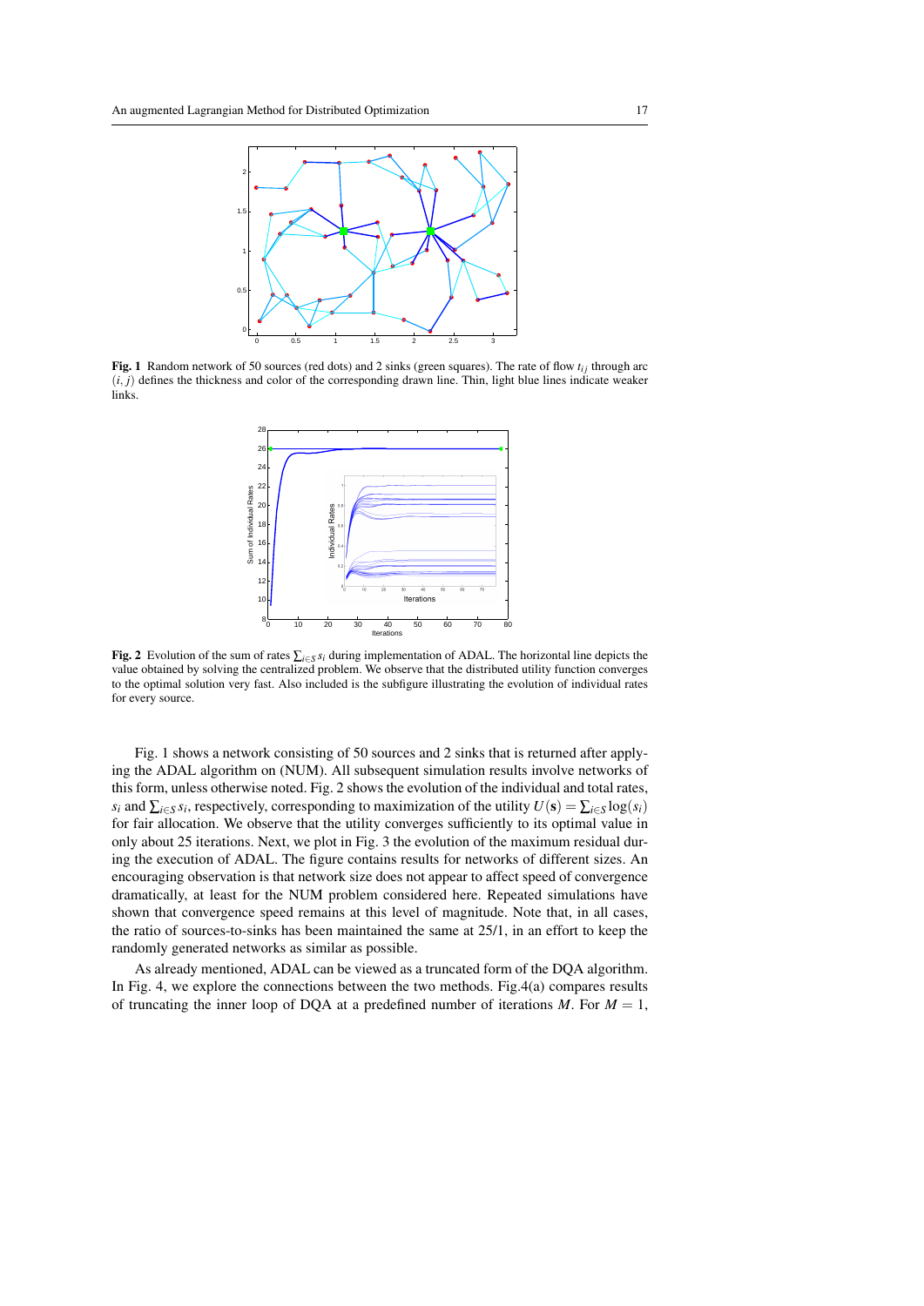**Fig. 1** Random network of 50 sources (red dots) and 2 sinks (green squares). The rate of flow $t_{ij}$ through arc $(i, j)$ defines the thickness and color of the corresponding drawn line. Thin, light blue lines indicate weaker links.

**Fig. 2** Evolution of the sum of rates $\sum_{i \in S} s_i$ during implementation of ADAL. The horizontal line depicts the value obtained by solving the centralized problem. We observe that the distributed utility function converges to the optimal solution very fast. Also included is the subfigure illustrating the evolution of individual rates for every source.

Fig. 1 shows a network consisting of 50 sources and 2 sinks that is returned after applying the ADAL algorithm on (NUM). All subsequent simulation results involve networks of this form, unless otherwise noted. Fig. 2 shows the evolution of the individual and total rates, $s_i$ and $\sum_{i \in S} s_i$, respectively, corresponding to maximization of the utility $U(\mathbf{s}) = \sum_{i \in S} \log(s_i)$ for fair allocation. We observe that the utility converges sufficiently to its optimal value in only about 25 iterations. Next, we plot in Fig. 3 the evolution of the maximum residual during the execution of ADAL. The figure contains results for networks of different sizes. An encouraging observation is that network size does not appear to affect speed of convergence dramatically, at least for the NUM problem considered here. Repeated simulations have shown that convergence speed remains at this level of magnitude. Note that, in all cases, the ratio of sources-to-sinks has been maintained the same at 25/1, in an effort to keep the randomly generated networks as similar as possible.

As already mentioned, ADAL can be viewed as a truncated form of the DQA algorithm. In Fig. 4, we explore the connections between the two methods. Fig.4(a) compares results of truncating the inner loop of DQA at a predefined number of iterations $M$. For $M = 1$,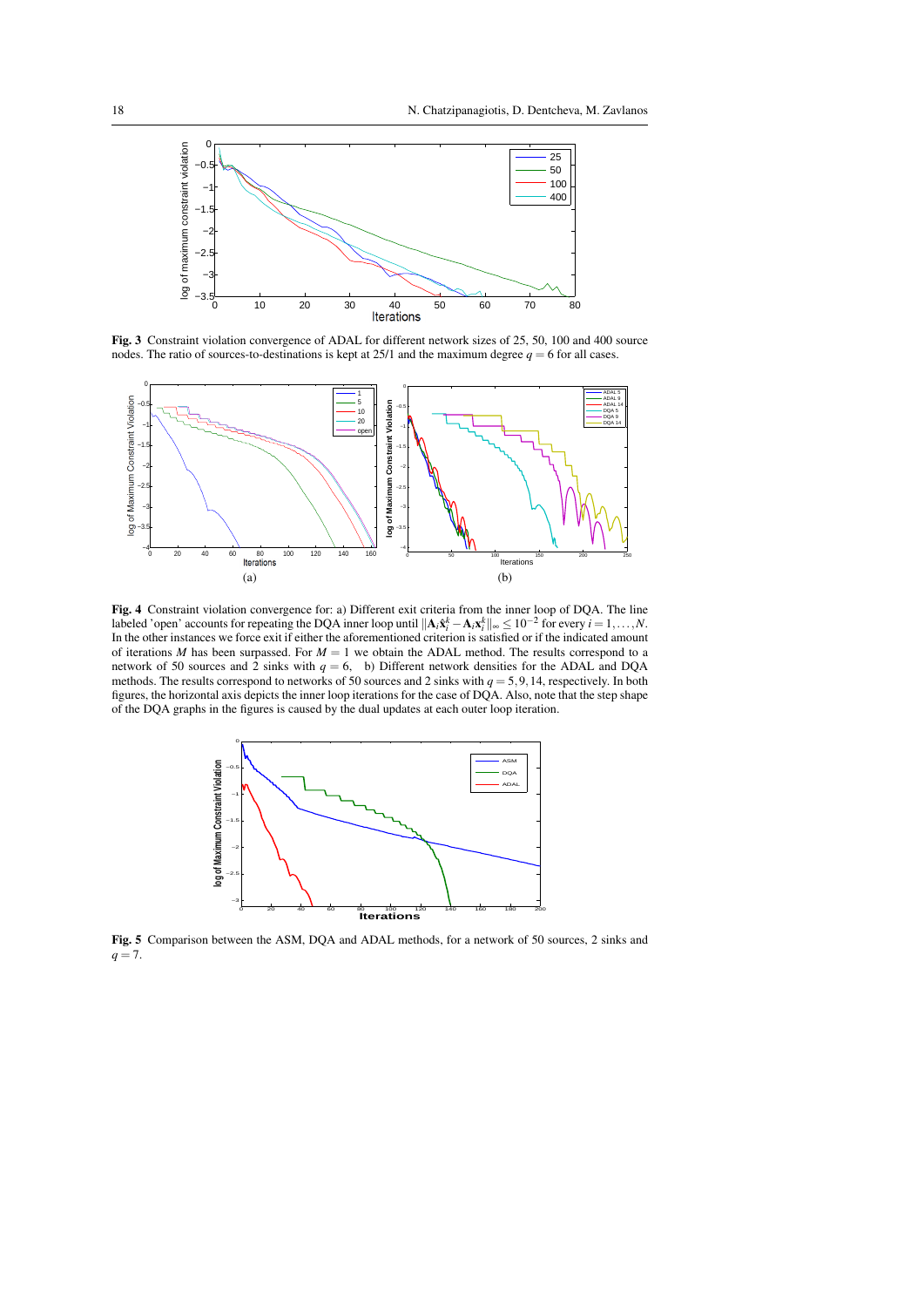**Fig. 3** Constraint violation convergence of ADAL for different network sizes of 25, 50, 100 and 400 source nodes. The ratio of sources-to-destinations is kept at 25/1 and the maximum degree $q = 6$ for all cases.

(a)

(b)

**Fig. 4** Constraint violation convergence for: a) Different exit criteria from the inner loop of DQA. The line labeled 'open' accounts for repeating the DQA inner loop until $\|\mathbf{A}_i\hat{\mathbf{x}}_i^k - \mathbf{A}_i\mathbf{x}_i^k\|_\infty \leq 10^{-2}$ for every $i = 1,\ldots,N$. In the other instances we force exit if either the aforementioned criterion is satisfied or if the indicated amount of iterations $M$ has been surpassed. For $M = 1$ we obtain the ADAL method. The results correspond to a network of 50 sources and 2 sinks with $q = 6$, b) Different network densities for the ADAL and DQA methods. The results correspond to networks of 50 sources and 2 sinks with $q = 5, 9, 14$, respectively. In both figures, the horizontal axis depicts the inner loop iterations for the case of DQA. Also, note that the step shape of the DQA graphs in the figures is caused by the dual updates at each outer loop iteration.

**Fig. 5** Comparison between the ASM, DQA and ADAL methods, for a network of 50 sources, 2 sinks and $q = 7$.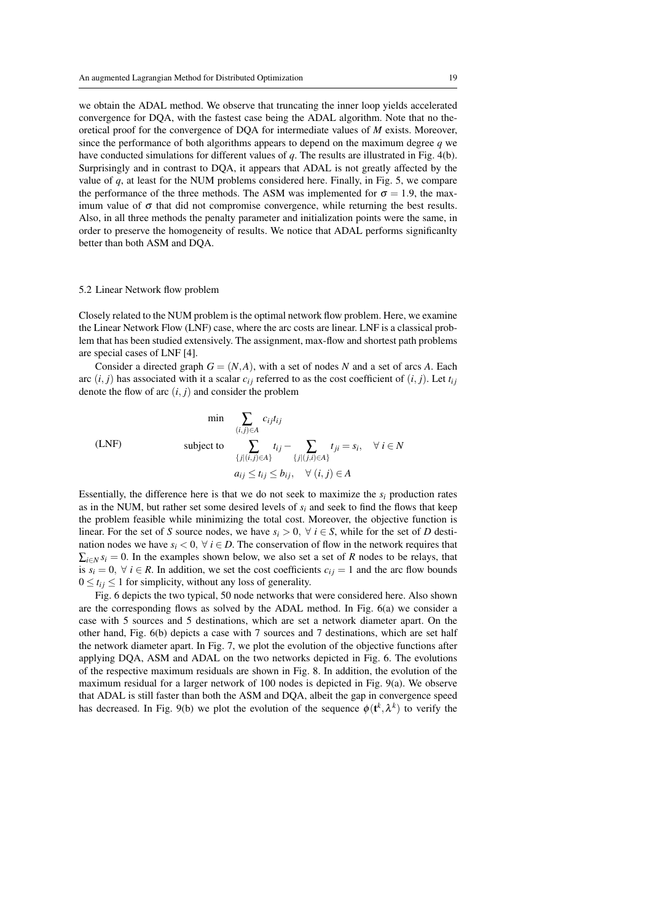we obtain the ADAL method. We observe that truncating the inner loop yields accelerated convergence for DQA, with the fastest case being the ADAL algorithm. Note that no theoretical proof for the convergence of DQA for intermediate values of $M$ exists. Moreover, since the performance of both algorithms appears to depend on the maximum degree $q$ we have conducted simulations for different values of $q$. The results are illustrated in Fig. 4(b). Surprisingly and in contrast to DQA, it appears that ADAL is not greatly affected by the value of $q$, at least for the NUM problems considered here. Finally, in Fig. 5, we compare the performance of the three methods. The ASM was implemented for $\sigma = 1.9$, the maximum value of $\sigma$ that did not compromise convergence, while returning the best results. Also, in all three methods the penalty parameter and initialization points were the same, in order to preserve the homogeneity of results. We notice that ADAL performs significanlty better than both ASM and DQA.

### 5.2 Linear Network flow problem

Closely related to the NUM problem is the optimal network flow problem. Here, we examine the Linear Network Flow (LNF) case, where the arc costs are linear. LNF is a classical problem that has been studied extensively. The assignment, max-flow and shortest path problems are special cases of LNF [4].

Consider a directed graph $G = (N, A)$, with a set of nodes $N$ and a set of arcs $A$. Each arc $(i, j)$ has associated with it a scalar $c_{ij}$ referred to as the cost coefficient of $(i, j)$. Let $t_{ij}$ denote the flow of arc $(i, j)$ and consider the problem

$$
\text{(LNF)} \qquad
\begin{aligned}
\min \quad & \sum_{(i,j)\in A} c_{ij} t_{ij} \\
\text{subject to} \quad & \sum_{\{j|(i,j)\in A\}} t_{ij} - \sum_{\{j|(j,i)\in A\}} t_{ji} = s_i, \quad \forall\, i \in N \\
& a_{ij} \leq t_{ij} \leq b_{ij}, \quad \forall\, (i,j) \in A
\end{aligned}
$$

Essentially, the difference here is that we do not seek to maximize the $s_i$ production rates as in the NUM, but rather set some desired levels of $s_i$ and seek to find the flows that keep the problem feasible while minimizing the total cost. Moreover, the objective function is linear. For the set of $S$ source nodes, we have $s_i > 0,\ \forall\, i \in S$, while for the set of $D$ destination nodes we have $s_i < 0,\ \forall\, i \in D$. The conservation of flow in the network requires that $\sum_{i\in N} s_i = 0$. In the examples shown below, we also set a set of $R$ nodes to be relays, that is $s_i = 0,\ \forall\, i \in R$. In addition, we set the cost coefficients $c_{ij} = 1$ and the arc flow bounds $0 \leq t_{ij} \leq 1$ for simplicity, without any loss of generality.

Fig. 6 depicts the two typical, 50 node networks that were considered here. Also shown are the corresponding flows as solved by the ADAL method. In Fig. 6(a) we consider a case with 5 sources and 5 destinations, which are set a network diameter apart. On the other hand, Fig. 6(b) depicts a case with 7 sources and 7 destinations, which are set half the network diameter apart. In Fig. 7, we plot the evolution of the objective functions after applying DQA, ASM and ADAL on the two networks depicted in Fig. 6. The evolutions of the respective maximum residuals are shown in Fig. 8. In addition, the evolution of the maximum residual for a larger network of 100 nodes is depicted in Fig. 9(a). We observe that ADAL is still faster than both the ASM and DQA, albeit the gap in convergence speed has decreased. In Fig. 9(b) we plot the evolution of the sequence $\phi(\mathbf{t}^k, \lambda^k)$ to verify the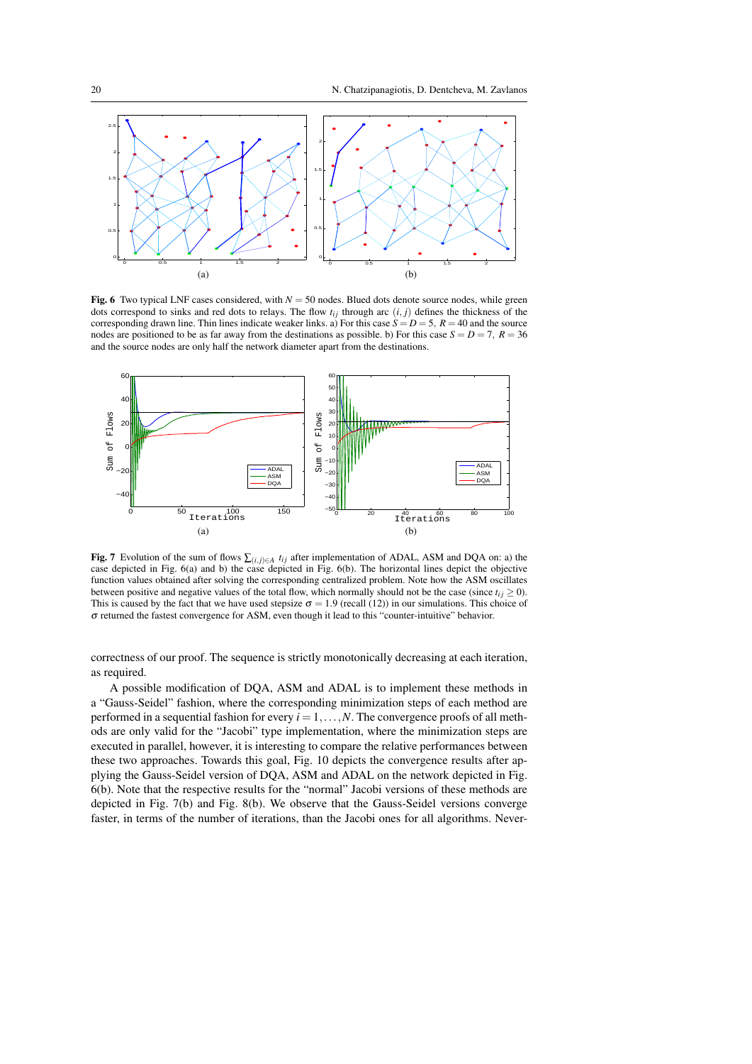(a)

(b)

**Fig. 6** Two typical LNF cases considered, with $N = 50$ nodes. Blued dots denote source nodes, while green dots correspond to sinks and red dots to relays. The flow $t_{ij}$ through arc $(i, j)$ defines the thickness of the corresponding drawn line. Thin lines indicate weaker links. a) For this case $S = D = 5$, $R = 40$ and the source nodes are positioned to be as far away from the destinations as possible. b) For this case $S = D = 7$, $R = 36$ and the source nodes are only half the network diameter apart from the destinations.

(a)

(b)

**Fig. 7** Evolution of the sum of flows $\sum_{(i,j)\in A} t_{ij}$ after implementation of ADAL, ASM and DQA on: a) the case depicted in Fig. 6(a) and b) the case depicted in Fig. 6(b). The horizontal lines depict the objective function values obtained after solving the corresponding centralized problem. Note how the ASM oscillates between positive and negative values of the total flow, which normally should not be the case (since $t_{ij} \geq 0$). This is caused by the fact that we have used stepsize $\sigma = 1.9$ (recall (12)) in our simulations. This choice of $\sigma$ returned the fastest convergence for ASM, even though it lead to this "counter-intuitive" behavior.

correctness of our proof. The sequence is strictly monotonically decreasing at each iteration, as required.

A possible modification of DQA, ASM and ADAL is to implement these methods in a "Gauss-Seidel" fashion, where the corresponding minimization steps of each method are performed in a sequential fashion for every $i = 1, \ldots, N$. The convergence proofs of all methods are only valid for the "Jacobi" type implementation, where the minimization steps are executed in parallel, however, it is interesting to compare the relative performances between these two approaches. Towards this goal, Fig. 10 depicts the convergence results after applying the Gauss-Seidel version of DQA, ASM and ADAL on the network depicted in Fig. 6(b). Note that the respective results for the "normal" Jacobi versions of these methods are depicted in Fig. 7(b) and Fig. 8(b). We observe that the Gauss-Seidel versions converge faster, in terms of the number of iterations, than the Jacobi ones for all algorithms. Never-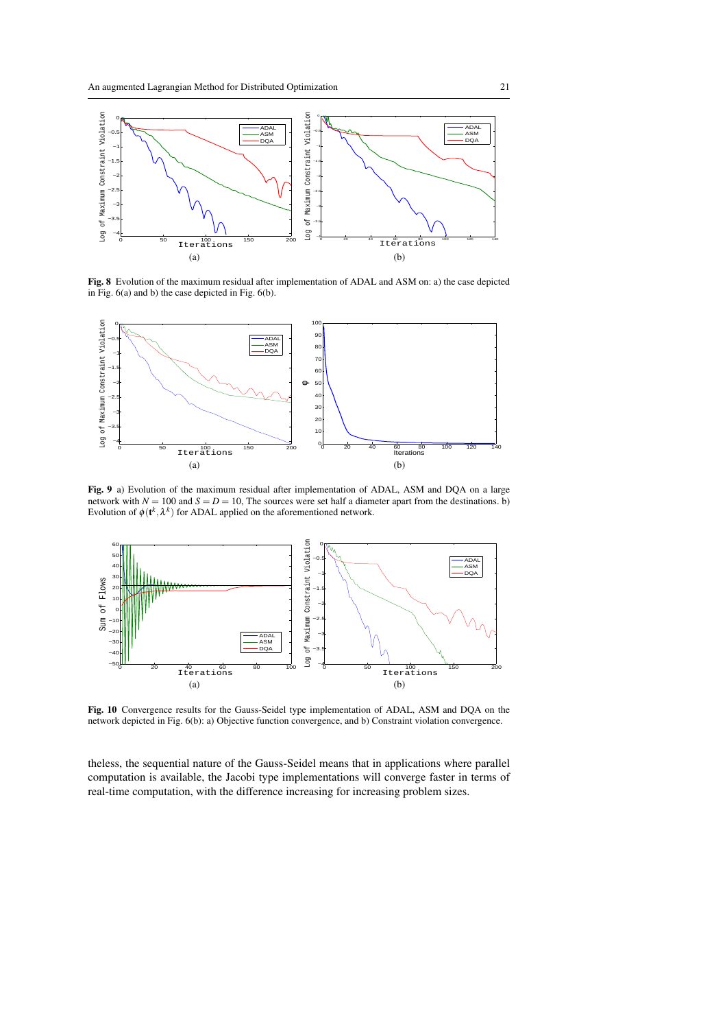**Fig. 8** Evolution of the maximum residual after implementation of ADAL and ASM on: a) the case depicted in Fig. 6(a) and b) the case depicted in Fig. 6(b).

**Fig. 9** a) Evolution of the maximum residual after implementation of ADAL, ASM and DQA on a large network with $N = 100$ and $S = D = 10$, The sources were set half a diameter apart from the destinations. b) Evolution of $\phi(\mathbf{t}^k, \lambda^k)$ for ADAL applied on the aforementioned network.

**Fig. 10** Convergence results for the Gauss-Seidel type implementation of ADAL, ASM and DQA on the network depicted in Fig. 6(b): a) Objective function convergence, and b) Constraint violation convergence.

theless, the sequential nature of the Gauss-Seidel means that in applications where parallel computation is available, the Jacobi type implementations will converge faster in terms of real-time computation, with the difference increasing for increasing problem sizes.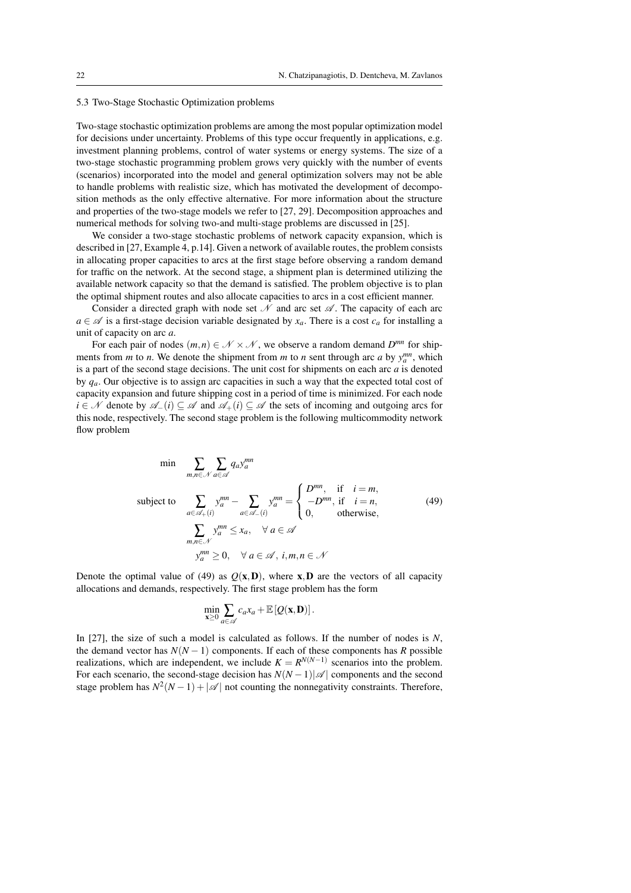### 5.3 Two-Stage Stochastic Optimization problems

Two-stage stochastic optimization problems are among the most popular optimization model for decisions under uncertainty. Problems of this type occur frequently in applications, e.g. investment planning problems, control of water systems or energy systems. The size of a two-stage stochastic programming problem grows very quickly with the number of events (scenarios) incorporated into the model and general optimization solvers may not be able to handle problems with realistic size, which has motivated the development of decomposition methods as the only effective alternative. For more information about the structure and properties of the two-stage models we refer to [27, 29]. Decomposition approaches and numerical methods for solving two-and multi-stage problems are discussed in [25].

We consider a two-stage stochastic problems of network capacity expansion, which is described in [27, Example 4, p.14]. Given a network of available routes, the problem consists in allocating proper capacities to arcs at the first stage before observing a random demand for traffic on the network. At the second stage, a shipment plan is determined utilizing the available network capacity so that the demand is satisfied. The problem objective is to plan the optimal shipment routes and also allocate capacities to arcs in a cost efficient manner.

Consider a directed graph with node set $\mathscr{N}$ and arc set $\mathscr{A}$. The capacity of each arc $a \in \mathscr{A}$ is a first-stage decision variable designated by $x_a$. There is a cost $c_a$ for installing a unit of capacity on arc $a$.

For each pair of nodes $(m,n) \in \mathscr{N} \times \mathscr{N}$, we observe a random demand $D^{mn}$ for shipments from $m$ to $n$. We denote the shipment from $m$ to $n$ sent through arc $a$ by $y_a^{mn}$, which is a part of the second stage decisions. The unit cost for shipments on each arc $a$ is denoted by $q_a$. Our objective is to assign arc capacities in such a way that the expected total cost of capacity expansion and future shipping cost in a period of time is minimized. For each node $i \in \mathscr{N}$ denote by $\mathscr{A}_-(i) \subseteq \mathscr{A}$ and $\mathscr{A}_+(i) \subseteq \mathscr{A}$ the sets of incoming and outgoing arcs for this node, respectively. The second stage problem is the following multicommodity network flow problem

$$
\begin{aligned}
\min \quad & \sum_{m,n \in \mathscr{N}} \sum_{a \in \mathscr{A}} q_a y_a^{mn} \\
\text{subject to} \quad & \sum_{a \in \mathscr{A}_+(i)} y_a^{mn} - \sum_{a \in \mathscr{A}_-(i)} y_a^{mn} = \begin{cases} D^{mn}, & \text{if} \quad i = m, \\ -D^{mn}, & \text{if} \quad i = n, \\ 0, & \text{otherwise,} \end{cases} \\
& \sum_{m,n \in \mathscr{N}} y_a^{mn} \leq x_a, \quad \forall\, a \in \mathscr{A} \\
& y_a^{mn} \geq 0, \quad \forall\, a \in \mathscr{A},\ i,m,n \in \mathscr{N}
\end{aligned}
\tag{49}
$$

Denote the optimal value of (49) as $Q(\mathbf{x}, \mathbf{D})$, where $\mathbf{x}, \mathbf{D}$ are the vectors of all capacity allocations and demands, respectively. The first stage problem has the form

$$
\min_{\mathbf{x} \geq 0} \sum_{a \in \mathscr{A}} c_a x_a + \mathbb{E}\left[Q(\mathbf{x}, \mathbf{D})\right].
$$

In [27], the size of such a model is calculated as follows. If the number of nodes is $N$, the demand vector has $N(N-1)$ components. If each of these components has $R$ possible realizations, which are independent, we include $K = R^{N(N-1)}$ scenarios into the problem. For each scenario, the second-stage decision has $N(N-1)|\mathscr{A}|$ components and the second stage problem has $N^2(N-1) + |\mathscr{A}|$ not counting the nonnegativity constraints. Therefore,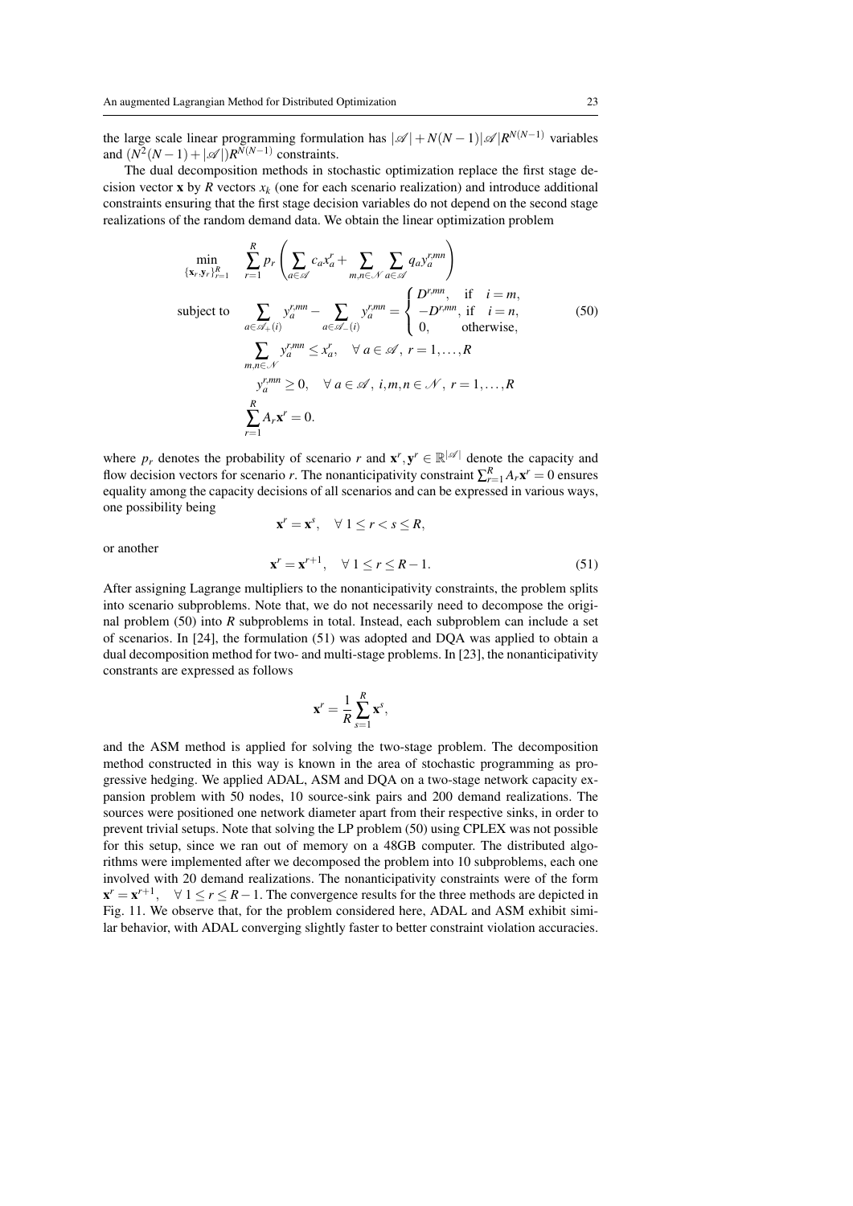the large scale linear programming formulation has $|\mathscr{A}| + N(N-1)|\mathscr{A}|R^{N(N-1)}$ variables and $(N^2(N-1) + |\mathscr{A}|)R^{N(N-1)}$ constraints.

The dual decomposition methods in stochastic optimization replace the first stage decision vector $\mathbf{x}$ by $R$ vectors $x_k$ (one for each scenario realization) and introduce additional constraints ensuring that the first stage decision variables do not depend on the second stage realizations of the random demand data. We obtain the linear optimization problem

$$
\begin{aligned}
\min_{\{\mathbf{x}_r,\mathbf{y}_r\}_{r=1}^R} \quad & \sum_{r=1}^R p_r \left( \sum_{a\in\mathscr{A}} c_a x_a^r + \sum_{m,n\in\mathscr{N}} \sum_{a\in\mathscr{A}} q_a y_a^{r,mn} \right) \\
\text{subject to} \quad & \sum_{a\in\mathscr{A}_+(i)} y_a^{r,mn} - \sum_{a\in\mathscr{A}_-(i)} y_a^{r,mn} = \begin{cases} D^{r,mn}, & \text{if} \quad i = m, \\ -D^{r,mn}, & \text{if} \quad i = n, \\ 0, & \text{otherwise}, \end{cases} \\
& \sum_{m,n\in\mathscr{N}} y_a^{r,mn} \leq x_a^r, \quad \forall\, a \in \mathscr{A},\ r = 1,\ldots,R \\
& y_a^{r,mn} \geq 0, \quad \forall\, a \in \mathscr{A},\ i,m,n \in \mathscr{N},\ r = 1,\ldots,R \\
& \sum_{r=1}^R A_r \mathbf{x}^r = 0.
\end{aligned}
\tag{50}
$$

where $p_r$ denotes the probability of scenario $r$ and $\mathbf{x}^r, \mathbf{y}^r \in \mathbb{R}^{|\mathscr{A}|}$ denote the capacity and flow decision vectors for scenario $r$. The nonanticipativity constraint $\sum_{r=1}^R A_r \mathbf{x}^r = 0$ ensures equality among the capacity decisions of all scenarios and can be expressed in various ways, one possibility being

$$
\mathbf{x}^r = \mathbf{x}^s, \quad \forall\ 1 \leq r < s \leq R,
$$

or another

$$
\mathbf{x}^r = \mathbf{x}^{r+1}, \quad \forall\ 1 \leq r \leq R-1. \tag{51}
$$

After assigning Lagrange multipliers to the nonanticipativity constraints, the problem splits into scenario subproblems. Note that, we do not necessarily need to decompose the original problem (50) into $R$ subproblems in total. Instead, each subproblem can include a set of scenarios. In [24], the formulation (51) was adopted and DQA was applied to obtain a dual decomposition method for two- and multi-stage problems. In [23], the nonanticipativity constrants are expressed as follows

$$
\mathbf{x}^r = \frac{1}{R} \sum_{s=1}^R \mathbf{x}^s,
$$

and the ASM method is applied for solving the two-stage problem. The decomposition method constructed in this way is known in the area of stochastic programming as progressive hedging. We applied ADAL, ASM and DQA on a two-stage network capacity expansion problem with 50 nodes, 10 source-sink pairs and 200 demand realizations. The sources were positioned one network diameter apart from their respective sinks, in order to prevent trivial setups. Note that solving the LP problem (50) using CPLEX was not possible for this setup, since we ran out of memory on a 48GB computer. The distributed algorithms were implemented after we decomposed the problem into 10 subproblems, each one involved with 20 demand realizations. The nonanticipativity constraints were of the form $\mathbf{x}^r = \mathbf{x}^{r+1}, \quad \forall\ 1 \leq r \leq R-1$. The convergence results for the three methods are depicted in Fig. 11. We observe that, for the problem considered here, ADAL and ASM exhibit similar behavior, with ADAL converging slightly faster to better constraint violation accuracies.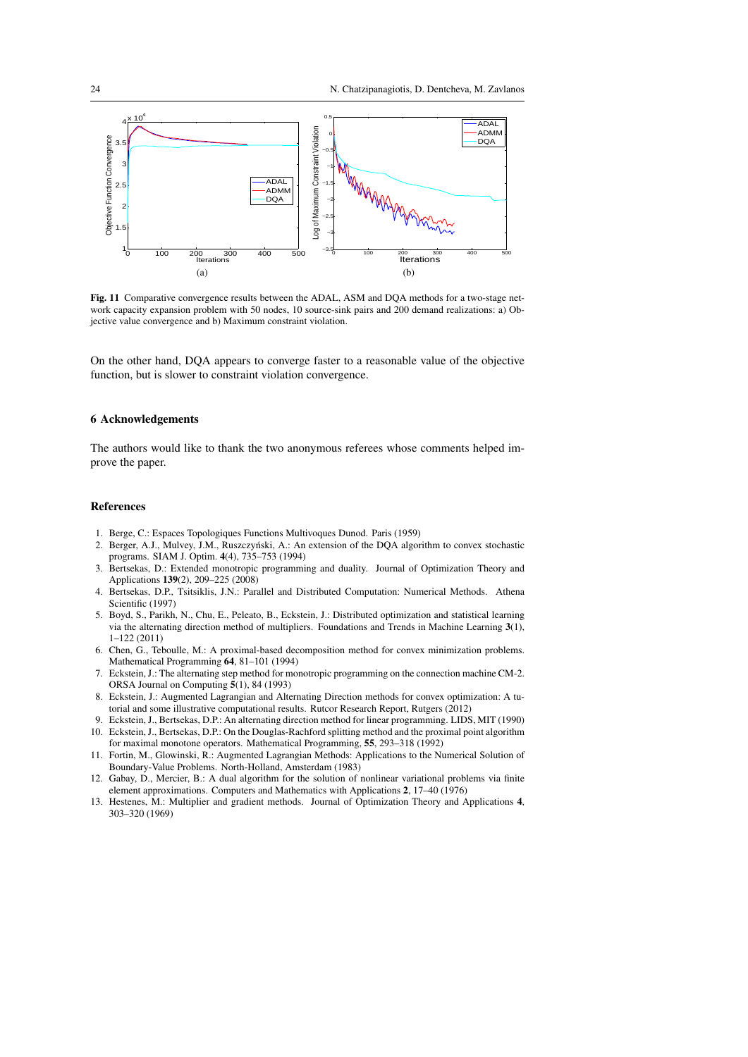Fig. 11 Comparative convergence results between the ADAL, ASM and DQA methods for a two-stage network capacity expansion problem with 50 nodes, 10 source-sink pairs and 200 demand realizations: a) Objective value convergence and b) Maximum constraint violation.

On the other hand, DQA appears to converge faster to a reasonable value of the objective function, but is slower to constraint violation convergence.

## 6 Acknowledgements

The authors would like to thank the two anonymous referees whose comments helped improve the paper.

## References

1. Berge, C.: Espaces Topologiques Functions Multivoques Dunod. Paris (1959)
2. Berger, A.J., Mulvey, J.M., Ruszczyński, A.: An extension of the DQA algorithm to convex stochastic programs. SIAM J. Optim. **4**(4), 735–753 (1994)
3. Bertsekas, D.: Extended monotropic programming and duality. Journal of Optimization Theory and Applications **139**(2), 209–225 (2008)
4. Bertsekas, D.P., Tsitsiklis, J.N.: Parallel and Distributed Computation: Numerical Methods. Athena Scientific (1997)
5. Boyd, S., Parikh, N., Chu, E., Peleato, B., Eckstein, J.: Distributed optimization and statistical learning via the alternating direction method of multipliers. Foundations and Trends in Machine Learning **3**(1), 1–122 (2011)
6. Chen, G., Teboulle, M.: A proximal-based decomposition method for convex minimization problems. Mathematical Programming **64**, 81–101 (1994)
7. Eckstein, J.: The alternating step method for monotropic programming on the connection machine CM-2. ORSA Journal on Computing **5**(1), 84 (1993)
8. Eckstein, J.: Augmented Lagrangian and Alternating Direction methods for convex optimization: A tutorial and some illustrative computational results. Rutcor Research Report, Rutgers (2012)
9. Eckstein, J., Bertsekas, D.P.: An alternating direction method for linear programming. LIDS, MIT (1990)
10. Eckstein, J., Bertsekas, D.P.: On the Douglas-Rachford splitting method and the proximal point algorithm for maximal monotone operators. Mathematical Programming, **55**, 293–318 (1992)
11. Fortin, M., Glowinski, R.: Augmented Lagrangian Methods: Applications to the Numerical Solution of Boundary-Value Problems. North-Holland, Amsterdam (1983)
12. Gabay, D., Mercier, B.: A dual algorithm for the solution of nonlinear variational problems via finite element approximations. Computers and Mathematics with Applications **2**, 17–40 (1976)
13. Hestenes, M.: Multiplier and gradient methods. Journal of Optimization Theory and Applications **4**, 303–320 (1969)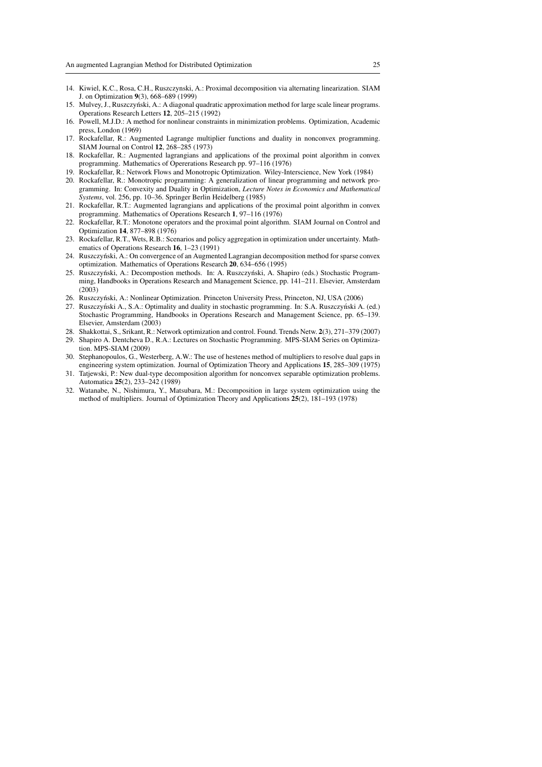14. Kiwiel, K.C., Rosa, C.H., Ruszczynski, A.: Proximal decomposition via alternating linearization. SIAM J. on Optimization **9**(3), 668–689 (1999)
15. Mulvey, J., Ruszczyński, A.: A diagonal quadratic approximation method for large scale linear programs. Operations Research Letters **12**, 205–215 (1992)
16. Powell, M.J.D.: A method for nonlinear constraints in minimization problems. Optimization, Academic press, London (1969)
17. Rockafellar, R.: Augmented Lagrange multiplier functions and duality in nonconvex programming. SIAM Journal on Control **12**, 268–285 (1973)
18. Rockafellar, R.: Augmented lagrangians and applications of the proximal point algorithm in convex programming. Mathematics of Opererations Research pp. 97–116 (1976)
19. Rockafellar, R.: Network Flows and Monotropic Optimization. Wiley-Interscience, New York (1984)
20. Rockafellar, R.: Monotropic programming: A generalization of linear programming and network programming. In: Convexity and Duality in Optimization, *Lecture Notes in Economics and Mathematical Systems*, vol. 256, pp. 10–36. Springer Berlin Heidelberg (1985)
21. Rockafellar, R.T.: Augmented lagrangians and applications of the proximal point algorithm in convex programming. Mathematics of Operations Research **1**, 97–116 (1976)
22. Rockafellar, R.T.: Monotone operators and the proximal point algorithm. SIAM Journal on Control and Optimization **14**, 877–898 (1976)
23. Rockafellar, R.T., Wets, R.B.: Scenarios and policy aggregation in optimization under uncertainty. Mathematics of Operations Research **16**, 1–23 (1991)
24. Ruszczyński, A.: On convergence of an Augmented Lagrangian decomposition method for sparse convex optimization. Mathematics of Operations Research **20**, 634–656 (1995)
25. Ruszczyński, A.: Decompostion methods. In: A. Ruszczyński, A. Shapiro (eds.) Stochastic Programming, Handbooks in Operations Research and Management Science, pp. 141–211. Elsevier, Amsterdam (2003)
26. Ruszczyński, A.: Nonlinear Optimization. Princeton University Press, Princeton, NJ, USA (2006)
27. Ruszczyński A., S.A.: Optimality and duality in stochastic programming. In: S.A. Ruszczyński A. (ed.) Stochastic Programming, Handbooks in Operations Research and Management Science, pp. 65–139. Elsevier, Amsterdam (2003)
28. Shakkottai, S., Srikant, R.: Network optimization and control. Found. Trends Netw. **2**(3), 271–379 (2007)
29. Shapiro A. Dentcheva D., R.A.: Lectures on Stochastic Programming. MPS-SIAM Series on Optimization. MPS-SIAM (2009)
30. Stephanopoulos, G., Westerberg, A.W.: The use of hestenes method of multipliers to resolve dual gaps in engineering system optimization. Journal of Optimization Theory and Applications **15**, 285–309 (1975)
31. Tatjewski, P.: New dual-type decomposition algorithm for nonconvex separable optimization problems. Automatica **25**(2), 233–242 (1989)
32. Watanabe, N., Nishimura, Y., Matsubara, M.: Decomposition in large system optimization using the method of multipliers. Journal of Optimization Theory and Applications **25**(2), 181–193 (1978)